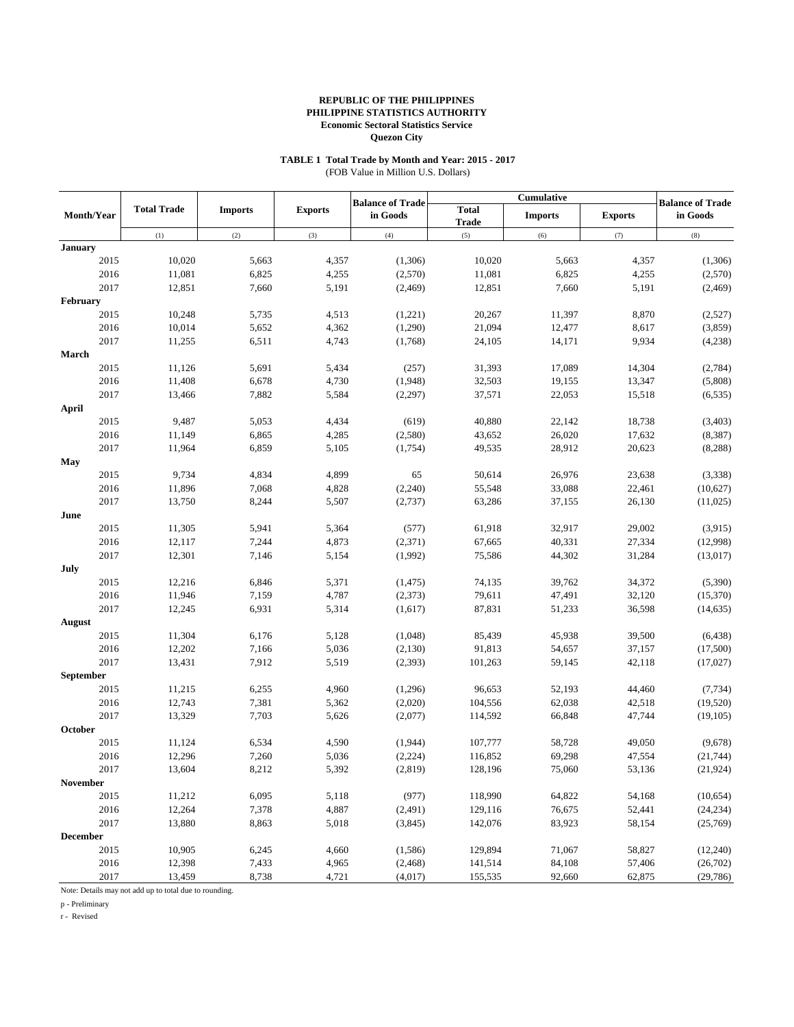**REPUBLIC OF THE PHILIPPINES**
**PHILIPPINE STATISTICS AUTHORITY**
**Economic Sectoral Statistics Service**
**Quezon City**

**TABLE 1 Total Trade by Month and Year: 2015 - 2017**
(FOB Value in Million U.S. Dollars)

| Month/Year | Total Trade | Imports | Exports | Balance of Trade in Goods | Cumulative | | | Balance of Trade in Goods |
|---|---|---|---|---|---|---|---|---|
| | | | | | Total Trade | Imports | Exports | |
| | (1) | (2) | (3) | (4) | (5) | (6) | (7) | (8) |
| **January** | | | | | | | | |
| 2015 | 10,020 | 5,663 | 4,357 | (1,306) | 10,020 | 5,663 | 4,357 | (1,306) |
| 2016 | 11,081 | 6,825 | 4,255 | (2,570) | 11,081 | 6,825 | 4,255 | (2,570) |
| 2017 | 12,851 | 7,660 | 5,191 | (2,469) | 12,851 | 7,660 | 5,191 | (2,469) |
| **February** | | | | | | | | |
| 2015 | 10,248 | 5,735 | 4,513 | (1,221) | 20,267 | 11,397 | 8,870 | (2,527) |
| 2016 | 10,014 | 5,652 | 4,362 | (1,290) | 21,094 | 12,477 | 8,617 | (3,859) |
| 2017 | 11,255 | 6,511 | 4,743 | (1,768) | 24,105 | 14,171 | 9,934 | (4,238) |
| **March** | | | | | | | | |
| 2015 | 11,126 | 5,691 | 5,434 | (257) | 31,393 | 17,089 | 14,304 | (2,784) |
| 2016 | 11,408 | 6,678 | 4,730 | (1,948) | 32,503 | 19,155 | 13,347 | (5,808) |
| 2017 | 13,466 | 7,882 | 5,584 | (2,297) | 37,571 | 22,053 | 15,518 | (6,535) |
| **April** | | | | | | | | |
| 2015 | 9,487 | 5,053 | 4,434 | (619) | 40,880 | 22,142 | 18,738 | (3,403) |
| 2016 | 11,149 | 6,865 | 4,285 | (2,580) | 43,652 | 26,020 | 17,632 | (8,387) |
| 2017 | 11,964 | 6,859 | 5,105 | (1,754) | 49,535 | 28,912 | 20,623 | (8,288) |
| **May** | | | | | | | | |
| 2015 | 9,734 | 4,834 | 4,899 | 65 | 50,614 | 26,976 | 23,638 | (3,338) |
| 2016 | 11,896 | 7,068 | 4,828 | (2,240) | 55,548 | 33,088 | 22,461 | (10,627) |
| 2017 | 13,750 | 8,244 | 5,507 | (2,737) | 63,286 | 37,155 | 26,130 | (11,025) |
| **June** | | | | | | | | |
| 2015 | 11,305 | 5,941 | 5,364 | (577) | 61,918 | 32,917 | 29,002 | (3,915) |
| 2016 | 12,117 | 7,244 | 4,873 | (2,371) | 67,665 | 40,331 | 27,334 | (12,998) |
| 2017 | 12,301 | 7,146 | 5,154 | (1,992) | 75,586 | 44,302 | 31,284 | (13,017) |
| **July** | | | | | | | | |
| 2015 | 12,216 | 6,846 | 5,371 | (1,475) | 74,135 | 39,762 | 34,372 | (5,390) |
| 2016 | 11,946 | 7,159 | 4,787 | (2,373) | 79,611 | 47,491 | 32,120 | (15,370) |
| 2017 | 12,245 | 6,931 | 5,314 | (1,617) | 87,831 | 51,233 | 36,598 | (14,635) |
| **August** | | | | | | | | |
| 2015 | 11,304 | 6,176 | 5,128 | (1,048) | 85,439 | 45,938 | 39,500 | (6,438) |
| 2016 | 12,202 | 7,166 | 5,036 | (2,130) | 91,813 | 54,657 | 37,157 | (17,500) |
| 2017 | 13,431 | 7,912 | 5,519 | (2,393) | 101,263 | 59,145 | 42,118 | (17,027) |
| **September** | | | | | | | | |
| 2015 | 11,215 | 6,255 | 4,960 | (1,296) | 96,653 | 52,193 | 44,460 | (7,734) |
| 2016 | 12,743 | 7,381 | 5,362 | (2,020) | 104,556 | 62,038 | 42,518 | (19,520) |
| 2017 | 13,329 | 7,703 | 5,626 | (2,077) | 114,592 | 66,848 | 47,744 | (19,105) |
| **October** | | | | | | | | |
| 2015 | 11,124 | 6,534 | 4,590 | (1,944) | 107,777 | 58,728 | 49,050 | (9,678) |
| 2016 | 12,296 | 7,260 | 5,036 | (2,224) | 116,852 | 69,298 | 47,554 | (21,744) |
| 2017 | 13,604 | 8,212 | 5,392 | (2,819) | 128,196 | 75,060 | 53,136 | (21,924) |
| **November** | | | | | | | | |
| 2015 | 11,212 | 6,095 | 5,118 | (977) | 118,990 | 64,822 | 54,168 | (10,654) |
| 2016 | 12,264 | 7,378 | 4,887 | (2,491) | 129,116 | 76,675 | 52,441 | (24,234) |
| 2017 | 13,880 | 8,863 | 5,018 | (3,845) | 142,076 | 83,923 | 58,154 | (25,769) |
| **December** | | | | | | | | |
| 2015 | 10,905 | 6,245 | 4,660 | (1,586) | 129,894 | 71,067 | 58,827 | (12,240) |
| 2016 | 12,398 | 7,433 | 4,965 | (2,468) | 141,514 | 84,108 | 57,406 | (26,702) |
| 2017 | 13,459 | 8,738 | 4,721 | (4,017) | 155,535 | 92,660 | 62,875 | (29,786) |

Note: Details may not add up to total due to rounding.

p - Preliminary

r - Revised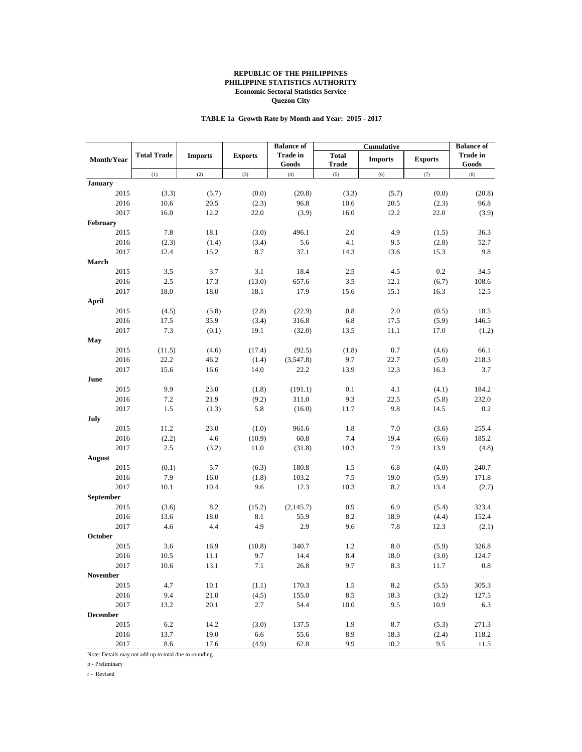**REPUBLIC OF THE PHILIPPINES**
**PHILIPPINE STATISTICS AUTHORITY**
**Economic Sectoral Statistics Service**
**Quezon City**

**TABLE 1a Growth Rate by Month and Year: 2015 - 2017**

| Month/Year | Total Trade | Imports | Exports | Balance of Trade in Goods | Cumulative | | | Balance of Trade in Goods |
|---|---|---|---|---|---|---|---|---|
| | | | | | Total Trade | Imports | Exports | |
| | (1) | (2) | (3) | (4) | (5) | (6) | (7) | (8) |
| **January** | | | | | | | | |
| 2015 | (3.3) | (5.7) | (0.0) | (20.8) | (3.3) | (5.7) | (0.0) | (20.8) |
| 2016 | 10.6 | 20.5 | (2.3) | 96.8 | 10.6 | 20.5 | (2.3) | 96.8 |
| 2017 | 16.0 | 12.2 | 22.0 | (3.9) | 16.0 | 12.2 | 22.0 | (3.9) |
| **February** | | | | | | | | |
| 2015 | 7.8 | 18.1 | (3.0) | 496.1 | 2.0 | 4.9 | (1.5) | 36.3 |
| 2016 | (2.3) | (1.4) | (3.4) | 5.6 | 4.1 | 9.5 | (2.8) | 52.7 |
| 2017 | 12.4 | 15.2 | 8.7 | 37.1 | 14.3 | 13.6 | 15.3 | 9.8 |
| **March** | | | | | | | | |
| 2015 | 3.5 | 3.7 | 3.1 | 18.4 | 2.5 | 4.5 | 0.2 | 34.5 |
| 2016 | 2.5 | 17.3 | (13.0) | 657.6 | 3.5 | 12.1 | (6.7) | 108.6 |
| 2017 | 18.0 | 18.0 | 18.1 | 17.9 | 15.6 | 15.1 | 16.3 | 12.5 |
| **April** | | | | | | | | |
| 2015 | (4.5) | (5.8) | (2.8) | (22.9) | 0.8 | 2.0 | (0.5) | 18.5 |
| 2016 | 17.5 | 35.9 | (3.4) | 316.8 | 6.8 | 17.5 | (5.9) | 146.5 |
| 2017 | 7.3 | (0.1) | 19.1 | (32.0) | 13.5 | 11.1 | 17.0 | (1.2) |
| **May** | | | | | | | | |
| 2015 | (11.5) | (4.6) | (17.4) | (92.5) | (1.8) | 0.7 | (4.6) | 66.1 |
| 2016 | 22.2 | 46.2 | (1.4) | (3,547.8) | 9.7 | 22.7 | (5.0) | 218.3 |
| 2017 | 15.6 | 16.6 | 14.0 | 22.2 | 13.9 | 12.3 | 16.3 | 3.7 |
| **June** | | | | | | | | |
| 2015 | 9.9 | 23.0 | (1.8) | (191.1) | 0.1 | 4.1 | (4.1) | 184.2 |
| 2016 | 7.2 | 21.9 | (9.2) | 311.0 | 9.3 | 22.5 | (5.8) | 232.0 |
| 2017 | 1.5 | (1.3) | 5.8 | (16.0) | 11.7 | 9.8 | 14.5 | 0.2 |
| **July** | | | | | | | | |
| 2015 | 11.2 | 23.0 | (1.0) | 961.6 | 1.8 | 7.0 | (3.6) | 255.4 |
| 2016 | (2.2) | 4.6 | (10.9) | 60.8 | 7.4 | 19.4 | (6.6) | 185.2 |
| 2017 | 2.5 | (3.2) | 11.0 | (31.8) | 10.3 | 7.9 | 13.9 | (4.8) |
| **August** | | | | | | | | |
| 2015 | (0.1) | 5.7 | (6.3) | 180.8 | 1.5 | 6.8 | (4.0) | 240.7 |
| 2016 | 7.9 | 16.0 | (1.8) | 103.2 | 7.5 | 19.0 | (5.9) | 171.8 |
| 2017 | 10.1 | 10.4 | 9.6 | 12.3 | 10.3 | 8.2 | 13.4 | (2.7) |
| **September** | | | | | | | | |
| 2015 | (3.6) | 8.2 | (15.2) | (2,145.7) | 0.9 | 6.9 | (5.4) | 323.4 |
| 2016 | 13.6 | 18.0 | 8.1 | 55.9 | 8.2 | 18.9 | (4.4) | 152.4 |
| 2017 | 4.6 | 4.4 | 4.9 | 2.9 | 9.6 | 7.8 | 12.3 | (2.1) |
| **October** | | | | | | | | |
| 2015 | 3.6 | 16.9 | (10.8) | 340.7 | 1.2 | 8.0 | (5.9) | 326.8 |
| 2016 | 10.5 | 11.1 | 9.7 | 14.4 | 8.4 | 18.0 | (3.0) | 124.7 |
| 2017 | 10.6 | 13.1 | 7.1 | 26.8 | 9.7 | 8.3 | 11.7 | 0.8 |
| **November** | | | | | | | | |
| 2015 | 4.7 | 10.1 | (1.1) | 170.3 | 1.5 | 8.2 | (5.5) | 305.3 |
| 2016 | 9.4 | 21.0 | (4.5) | 155.0 | 8.5 | 18.3 | (3.2) | 127.5 |
| 2017 | 13.2 | 20.1 | 2.7 | 54.4 | 10.0 | 9.5 | 10.9 | 6.3 |
| **December** | | | | | | | | |
| 2015 | 6.2 | 14.2 | (3.0) | 137.5 | 1.9 | 8.7 | (5.3) | 271.3 |
| 2016 | 13.7 | 19.0 | 6.6 | 55.6 | 8.9 | 18.3 | (2.4) | 118.2 |
| 2017 | 8.6 | 17.6 | (4.9) | 62.8 | 9.9 | 10.2 | 9.5 | 11.5 |

Note: Details may not add up to total due to rounding.

p - Preliminary

r - Revised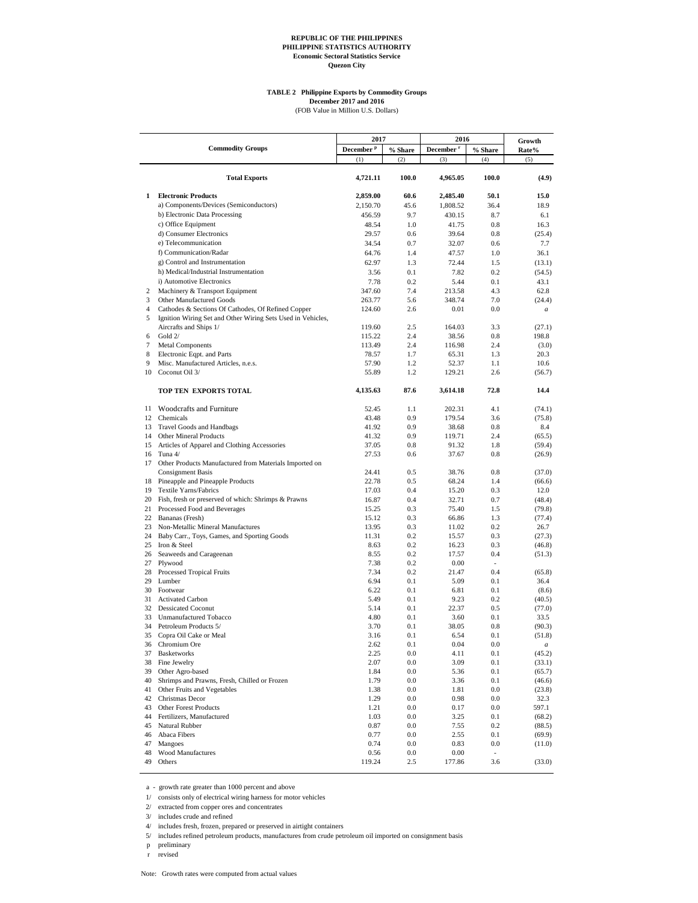**REPUBLIC OF THE PHILIPPINES**
**PHILIPPINE STATISTICS AUTHORITY**
**Economic Sectoral Statistics Service**
**Quezon City**

**TABLE 2 Philippine Exports by Commodity Groups**
**December 2017 and 2016**
(FOB Value in Million U.S. Dollars)

| | Commodity Groups | 2017 December [p] | 2017 % Share | 2016 December [r] | 2016 % Share | Growth Rate% |
|---|---|---|---|---|---|---|
| | | (1) | (2) | (3) | (4) | (5) |
| | **Total Exports** | **4,721.11** | **100.0** | **4,965.05** | **100.0** | **(4.9)** |
| **1** | **Electronic Products** | **2,859.00** | **60.6** | **2,485.40** | **50.1** | **15.0** |
| | a) Components/Devices (Semiconductors) | 2,150.70 | 45.6 | 1,808.52 | 36.4 | 18.9 |
| | b) Electronic Data Processing | 456.59 | 9.7 | 430.15 | 8.7 | 6.1 |
| | c) Office Equipment | 48.54 | 1.0 | 41.75 | 0.8 | 16.3 |
| | d) Consumer Electronics | 29.57 | 0.6 | 39.64 | 0.8 | (25.4) |
| | e) Telecommunication | 34.54 | 0.7 | 32.07 | 0.6 | 7.7 |
| | f) Communication/Radar | 64.76 | 1.4 | 47.57 | 1.0 | 36.1 |
| | g) Control and Instrumentation | 62.97 | 1.3 | 72.44 | 1.5 | (13.1) |
| | h) Medical/Industrial Instrumentation | 3.56 | 0.1 | 7.82 | 0.2 | (54.5) |
| | i) Automotive Electronics | 7.78 | 0.2 | 5.44 | 0.1 | 43.1 |
| 2 | Machinery & Transport Equipment | 347.60 | 7.4 | 213.58 | 4.3 | 62.8 |
| 3 | Other Manufactured Goods | 263.77 | 5.6 | 348.74 | 7.0 | (24.4) |
| 4 | Cathodes & Sections Of Cathodes, Of Refined Copper | 124.60 | 2.6 | 0.01 | 0.0 | *a* |
| 5 | Ignition Wiring Set and Other Wiring Sets Used in Vehicles, Aircrafts and Ships 1/ | 119.60 | 2.5 | 164.03 | 3.3 | (27.1) |
| 6 | Gold 2/ | 115.22 | 2.4 | 38.56 | 0.8 | 198.8 |
| 7 | Metal Components | 113.49 | 2.4 | 116.98 | 2.4 | (3.0) |
| 8 | Electronic Eqpt. and Parts | 78.57 | 1.7 | 65.31 | 1.3 | 20.3 |
| 9 | Misc. Manufactured Articles, n.e.s. | 57.90 | 1.2 | 52.37 | 1.1 | 10.6 |
| 10 | Coconut Oil 3/ | 55.89 | 1.2 | 129.21 | 2.6 | (56.7) |
| | **TOP TEN EXPORTS TOTAL** | **4,135.63** | **87.6** | **3,614.18** | **72.8** | **14.4** |
| 11 | Woodcrafts and Furniture | 52.45 | 1.1 | 202.31 | 4.1 | (74.1) |
| 12 | Chemicals | 43.48 | 0.9 | 179.54 | 3.6 | (75.8) |
| 13 | Travel Goods and Handbags | 41.92 | 0.9 | 38.68 | 0.8 | 8.4 |
| 14 | Other Mineral Products | 41.32 | 0.9 | 119.71 | 2.4 | (65.5) |
| 15 | Articles of Apparel and Clothing Accessories | 37.05 | 0.8 | 91.32 | 1.8 | (59.4) |
| 16 | Tuna 4/ | 27.53 | 0.6 | 37.67 | 0.8 | (26.9) |
| 17 | Other Products Manufactured from Materials Imported on Consignment Basis | 24.41 | 0.5 | 38.76 | 0.8 | (37.0) |
| 18 | Pineapple and Pineapple Products | 22.78 | 0.5 | 68.24 | 1.4 | (66.6) |
| 19 | Textile Yarns/Fabrics | 17.03 | 0.4 | 15.20 | 0.3 | 12.0 |
| 20 | Fish, fresh or preserved of which: Shrimps & Prawns | 16.87 | 0.4 | 32.71 | 0.7 | (48.4) |
| 21 | Processed Food and Beverages | 15.25 | 0.3 | 75.40 | 1.5 | (79.8) |
| 22 | Bananas (Fresh) | 15.12 | 0.3 | 66.86 | 1.3 | (77.4) |
| 23 | Non-Metallic Mineral Manufactures | 13.95 | 0.3 | 11.02 | 0.2 | 26.7 |
| 24 | Baby Carr., Toys, Games, and Sporting Goods | 11.31 | 0.2 | 15.57 | 0.3 | (27.3) |
| 25 | Iron & Steel | 8.63 | 0.2 | 16.23 | 0.3 | (46.8) |
| 26 | Seaweeds and Carageenan | 8.55 | 0.2 | 17.57 | 0.4 | (51.3) |
| 27 | Plywood | 7.38 | 0.2 | 0.00 | - | |
| 28 | Processed Tropical Fruits | 7.34 | 0.2 | 21.47 | 0.4 | (65.8) |
| 29 | Lumber | 6.94 | 0.1 | 5.09 | 0.1 | 36.4 |
| 30 | Footwear | 6.22 | 0.1 | 6.81 | 0.1 | (8.6) |
| 31 | Activated Carbon | 5.49 | 0.1 | 9.23 | 0.2 | (40.5) |
| 32 | Dessicated Coconut | 5.14 | 0.1 | 22.37 | 0.5 | (77.0) |
| 33 | Unmanufactured Tobacco | 4.80 | 0.1 | 3.60 | 0.1 | 33.5 |
| 34 | Petroleum Products 5/ | 3.70 | 0.1 | 38.05 | 0.8 | (90.3) |
| 35 | Copra Oil Cake or Meal | 3.16 | 0.1 | 6.54 | 0.1 | (51.8) |
| 36 | Chromium Ore | 2.62 | 0.1 | 0.04 | 0.0 | *a* |
| 37 | Basketworks | 2.25 | 0.0 | 4.11 | 0.1 | (45.2) |
| 38 | Fine Jewelry | 2.07 | 0.0 | 3.09 | 0.1 | (33.1) |
| 39 | Other Agro-based | 1.84 | 0.0 | 5.36 | 0.1 | (65.7) |
| 40 | Shrimps and Prawns, Fresh, Chilled or Frozen | 1.79 | 0.0 | 3.36 | 0.1 | (46.6) |
| 41 | Other Fruits and Vegetables | 1.38 | 0.0 | 1.81 | 0.0 | (23.8) |
| 42 | Christmas Decor | 1.29 | 0.0 | 0.98 | 0.0 | 32.3 |
| 43 | Other Forest Products | 1.21 | 0.0 | 0.17 | 0.0 | 597.1 |
| 44 | Fertilizers, Manufactured | 1.03 | 0.0 | 3.25 | 0.1 | (68.2) |
| 45 | Natural Rubber | 0.87 | 0.0 | 7.55 | 0.2 | (88.5) |
| 46 | Abaca Fibers | 0.77 | 0.0 | 2.55 | 0.1 | (69.9) |
| 47 | Mangoes | 0.74 | 0.0 | 0.83 | 0.0 | (11.0) |
| 48 | Wood Manufactures | 0.56 | 0.0 | 0.00 | - | |
| 49 | Others | 119.24 | 2.5 | 177.86 | 3.6 | (33.0) |

a - growth rate greater than 1000 percent and above
1/ consists only of electrical wiring harness for motor vehicles
2/ extracted from copper ores and concentrates
3/ includes crude and refined
4/ includes fresh, frozen, prepared or preserved in airtight containers
5/ includes refined petroleum products, manufactures from crude petroleum oil imported on consignment basis
p preliminary
r revised

Note: Growth rates were computed from actual values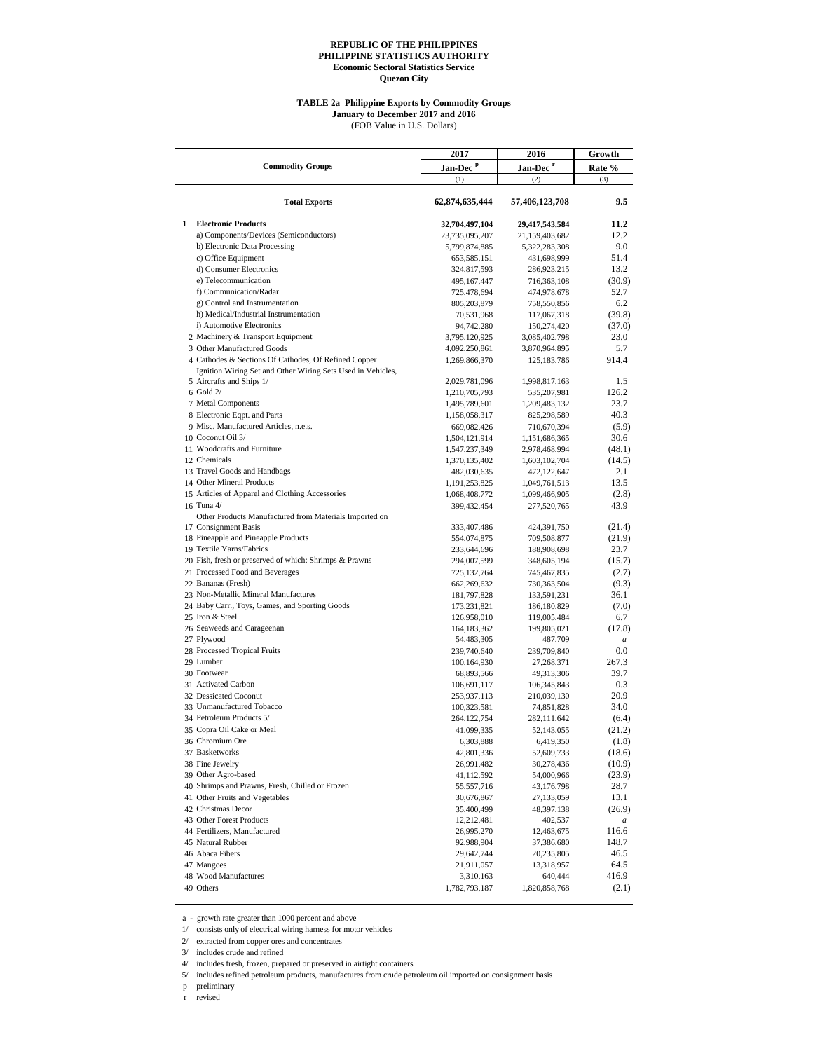**REPUBLIC OF THE PHILIPPINES**
**PHILIPPINE STATISTICS AUTHORITY**
**Economic Sectoral Statistics Service**
**Quezon City**

**TABLE 2a Philippine Exports by Commodity Groups**
**January to December 2017 and 2016**
(FOB Value in U.S. Dollars)

| Commodity Groups | 2017 Jan-Dec [p] (1) | 2016 Jan-Dec [r] (2) | Growth Rate % (3) |
|---|---|---|---|
| **Total Exports** | **62,874,635,444** | **57,406,123,708** | **9.5** |
| **1 Electronic Products** | **32,704,497,104** | **29,417,543,584** | **11.2** |
| a) Components/Devices (Semiconductors) | 23,735,095,207 | 21,159,403,682 | 12.2 |
| b) Electronic Data Processing | 5,799,874,885 | 5,322,283,308 | 9.0 |
| c) Office Equipment | 653,585,151 | 431,698,999 | 51.4 |
| d) Consumer Electronics | 324,817,593 | 286,923,215 | 13.2 |
| e) Telecommunication | 495,167,447 | 716,363,108 | (30.9) |
| f) Communication/Radar | 725,478,694 | 474,978,678 | 52.7 |
| g) Control and Instrumentation | 805,203,879 | 758,550,856 | 6.2 |
| h) Medical/Industrial Instrumentation | 70,531,968 | 117,067,318 | (39.8) |
| i) Automotive Electronics | 94,742,280 | 150,274,420 | (37.0) |
| 2 Machinery & Transport Equipment | 3,795,120,925 | 3,085,402,798 | 23.0 |
| 3 Other Manufactured Goods | 4,092,250,861 | 3,870,964,895 | 5.7 |
| 4 Cathodes & Sections Of Cathodes, Of Refined Copper | 1,269,866,370 | 125,183,786 | 914.4 |
| 5 Ignition Wiring Set and Other Wiring Sets Used in Vehicles, Aircrafts and Ships 1/ | 2,029,781,096 | 1,998,817,163 | 1.5 |
| 6 Gold 2/ | 1,210,705,793 | 535,207,981 | 126.2 |
| 7 Metal Components | 1,495,789,601 | 1,209,483,132 | 23.7 |
| 8 Electronic Eqpt. and Parts | 1,158,058,317 | 825,298,589 | 40.3 |
| 9 Misc. Manufactured Articles, n.e.s. | 669,082,426 | 710,670,394 | (5.9) |
| 10 Coconut Oil 3/ | 1,504,121,914 | 1,151,686,365 | 30.6 |
| 11 Woodcrafts and Furniture | 1,547,237,349 | 2,978,468,994 | (48.1) |
| 12 Chemicals | 1,370,135,402 | 1,603,102,704 | (14.5) |
| 13 Travel Goods and Handbags | 482,030,635 | 472,122,647 | 2.1 |
| 14 Other Mineral Products | 1,191,253,825 | 1,049,761,513 | 13.5 |
| 15 Articles of Apparel and Clothing Accessories | 1,068,408,772 | 1,099,466,905 | (2.8) |
| 16 Tuna 4/ | 399,432,454 | 277,520,765 | 43.9 |
| 17 Other Products Manufactured from Materials Imported on Consignment Basis | 333,407,486 | 424,391,750 | (21.4) |
| 18 Pineapple and Pineapple Products | 554,074,875 | 709,508,877 | (21.9) |
| 19 Textile Yarns/Fabrics | 233,644,696 | 188,908,698 | 23.7 |
| 20 Fish, fresh or preserved of which: Shrimps & Prawns | 294,007,599 | 348,605,194 | (15.7) |
| 21 Processed Food and Beverages | 725,132,764 | 745,467,835 | (2.7) |
| 22 Bananas (Fresh) | 662,269,632 | 730,363,504 | (9.3) |
| 23 Non-Metallic Mineral Manufactures | 181,797,828 | 133,591,231 | 36.1 |
| 24 Baby Carr., Toys, Games, and Sporting Goods | 173,231,821 | 186,180,829 | (7.0) |
| 25 Iron & Steel | 126,958,010 | 119,005,484 | 6.7 |
| 26 Seaweeds and Carageenan | 164,183,362 | 199,805,021 | (17.8) |
| 27 Plywood | 54,483,305 | 487,709 | *a* |
| 28 Processed Tropical Fruits | 239,740,640 | 239,709,840 | 0.0 |
| 29 Lumber | 100,164,930 | 27,268,371 | 267.3 |
| 30 Footwear | 68,893,566 | 49,313,306 | 39.7 |
| 31 Activated Carbon | 106,691,117 | 106,345,843 | 0.3 |
| 32 Dessicated Coconut | 253,937,113 | 210,039,130 | 20.9 |
| 33 Unmanufactured Tobacco | 100,323,581 | 74,851,828 | 34.0 |
| 34 Petroleum Products 5/ | 264,122,754 | 282,111,642 | (6.4) |
| 35 Copra Oil Cake or Meal | 41,099,335 | 52,143,055 | (21.2) |
| 36 Chromium Ore | 6,303,888 | 6,419,350 | (1.8) |
| 37 Basketworks | 42,801,336 | 52,609,733 | (18.6) |
| 38 Fine Jewelry | 26,991,482 | 30,278,436 | (10.9) |
| 39 Other Agro-based | 41,112,592 | 54,000,966 | (23.9) |
| 40 Shrimps and Prawns, Fresh, Chilled or Frozen | 55,557,716 | 43,176,798 | 28.7 |
| 41 Other Fruits and Vegetables | 30,676,867 | 27,133,059 | 13.1 |
| 42 Christmas Decor | 35,400,499 | 48,397,138 | (26.9) |
| 43 Other Forest Products | 12,212,481 | 402,537 | *a* |
| 44 Fertilizers, Manufactured | 26,995,270 | 12,463,675 | 116.6 |
| 45 Natural Rubber | 92,988,904 | 37,386,680 | 148.7 |
| 46 Abaca Fibers | 29,642,744 | 20,235,805 | 46.5 |
| 47 Mangoes | 21,911,057 | 13,318,957 | 64.5 |
| 48 Wood Manufactures | 3,310,163 | 640,444 | 416.9 |
| 49 Others | 1,782,793,187 | 1,820,858,768 | (2.1) |

a - growth rate greater than 1000 percent and above
1/ consists only of electrical wiring harness for motor vehicles
2/ extracted from copper ores and concentrates
3/ includes crude and refined
4/ includes fresh, frozen, prepared or preserved in airtight containers
5/ includes refined petroleum products, manufactures from crude petroleum oil imported on consignment basis
p preliminary
r revised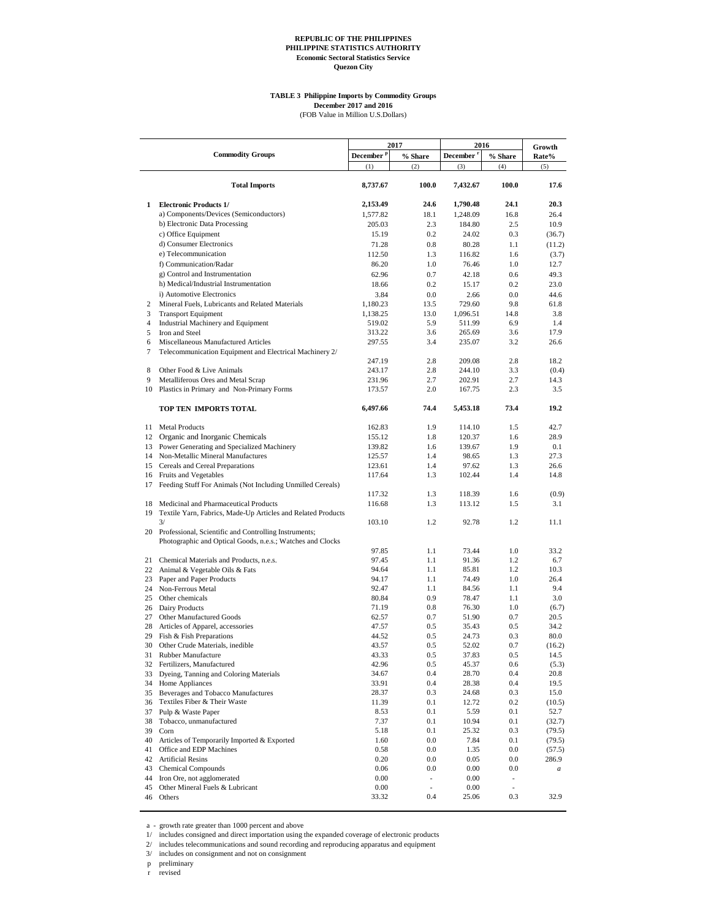**REPUBLIC OF THE PHILIPPINES**
**PHILIPPINE STATISTICS AUTHORITY**
**Economic Sectoral Statistics Service**
**Quezon City**

**TABLE 3 Philippine Imports by Commodity Groups**
**December 2017 and 2016**
(FOB Value in Million U.S.Dollars)

| | Commodity Groups | 2017 | | 2016 | | Growth Rate% |
|---|---|---|---|---|---|---|
| | | December [p] | % Share | December [r] | % Share | |
| | | (1) | (2) | (3) | (4) | (5) |
| | **Total Imports** | **8,737.67** | **100.0** | **7,432.67** | **100.0** | **17.6** |
| **1** | **Electronic Products 1/** | **2,153.49** | **24.6** | **1,790.48** | **24.1** | **20.3** |
| | a) Components/Devices (Semiconductors) | 1,577.82 | 18.1 | 1,248.09 | 16.8 | 26.4 |
| | b) Electronic Data Processing | 205.03 | 2.3 | 184.80 | 2.5 | 10.9 |
| | c) Office Equipment | 15.19 | 0.2 | 24.02 | 0.3 | (36.7) |
| | d) Consumer Electronics | 71.28 | 0.8 | 80.28 | 1.1 | (11.2) |
| | e) Telecommunication | 112.50 | 1.3 | 116.82 | 1.6 | (3.7) |
| | f) Communication/Radar | 86.20 | 1.0 | 76.46 | 1.0 | 12.7 |
| | g) Control and Instrumentation | 62.96 | 0.7 | 42.18 | 0.6 | 49.3 |
| | h) Medical/Industrial Instrumentation | 18.66 | 0.2 | 15.17 | 0.2 | 23.0 |
| | i) Automotive Electronics | 3.84 | 0.0 | 2.66 | 0.0 | 44.6 |
| 2 | Mineral Fuels, Lubricants and Related Materials | 1,180.23 | 13.5 | 729.60 | 9.8 | 61.8 |
| 3 | Transport Equipment | 1,138.25 | 13.0 | 1,096.51 | 14.8 | 3.8 |
| 4 | Industrial Machinery and Equipment | 519.02 | 5.9 | 511.99 | 6.9 | 1.4 |
| 5 | Iron and Steel | 313.22 | 3.6 | 265.69 | 3.6 | 17.9 |
| 6 | Miscellaneous Manufactured Articles | 297.55 | 3.4 | 235.07 | 3.2 | 26.6 |
| 7 | Telecommunication Equipment and Electrical Machinery 2/ | 247.19 | 2.8 | 209.08 | 2.8 | 18.2 |
| 8 | Other Food & Live Animals | 243.17 | 2.8 | 244.10 | 3.3 | (0.4) |
| 9 | Metalliferous Ores and Metal Scrap | 231.96 | 2.7 | 202.91 | 2.7 | 14.3 |
| 10 | Plastics in Primary and Non-Primary Forms | 173.57 | 2.0 | 167.75 | 2.3 | 3.5 |
| | **TOP TEN IMPORTS TOTAL** | **6,497.66** | **74.4** | **5,453.18** | **73.4** | **19.2** |
| 11 | Metal Products | 162.83 | 1.9 | 114.10 | 1.5 | 42.7 |
| 12 | Organic and Inorganic Chemicals | 155.12 | 1.8 | 120.37 | 1.6 | 28.9 |
| 13 | Power Generating and Specialized Machinery | 139.82 | 1.6 | 139.67 | 1.9 | 0.1 |
| 14 | Non-Metallic Mineral Manufactures | 125.57 | 1.4 | 98.65 | 1.3 | 27.3 |
| 15 | Cereals and Cereal Preparations | 123.61 | 1.4 | 97.62 | 1.3 | 26.6 |
| 16 | Fruits and Vegetables | 117.64 | 1.3 | 102.44 | 1.4 | 14.8 |
| 17 | Feeding Stuff For Animals (Not Including Unmilled Cereals) | 117.32 | 1.3 | 118.39 | 1.6 | (0.9) |
| 18 | Medicinal and Pharmaceutical Products | 116.68 | 1.3 | 113.12 | 1.5 | 3.1 |
| 19 | Textile Yarn, Fabrics, Made-Up Articles and Related Products 3/ | 103.10 | 1.2 | 92.78 | 1.2 | 11.1 |
| 20 | Professional, Scientific and Controlling Instruments; Photographic and Optical Goods, n.e.s.; Watches and Clocks | 97.85 | 1.1 | 73.44 | 1.0 | 33.2 |
| 21 | Chemical Materials and Products, n.e.s. | 97.45 | 1.1 | 91.36 | 1.2 | 6.7 |
| 22 | Animal & Vegetable Oils & Fats | 94.64 | 1.1 | 85.81 | 1.2 | 10.3 |
| 23 | Paper and Paper Products | 94.17 | 1.1 | 74.49 | 1.0 | 26.4 |
| 24 | Non-Ferrous Metal | 92.47 | 1.1 | 84.56 | 1.1 | 9.4 |
| 25 | Other chemicals | 80.84 | 0.9 | 78.47 | 1.1 | 3.0 |
| 26 | Dairy Products | 71.19 | 0.8 | 76.30 | 1.0 | (6.7) |
| 27 | Other Manufactured Goods | 62.57 | 0.7 | 51.90 | 0.7 | 20.5 |
| 28 | Articles of Apparel, accessories | 47.57 | 0.5 | 35.43 | 0.5 | 34.2 |
| 29 | Fish & Fish Preparations | 44.52 | 0.5 | 24.73 | 0.3 | 80.0 |
| 30 | Other Crude Materials, inedible | 43.57 | 0.5 | 52.02 | 0.7 | (16.2) |
| 31 | Rubber Manufacture | 43.33 | 0.5 | 37.83 | 0.5 | 14.5 |
| 32 | Fertilizers, Manufactured | 42.96 | 0.5 | 45.37 | 0.6 | (5.3) |
| 33 | Dyeing, Tanning and Coloring Materials | 34.67 | 0.4 | 28.70 | 0.4 | 20.8 |
| 34 | Home Appliances | 33.91 | 0.4 | 28.38 | 0.4 | 19.5 |
| 35 | Beverages and Tobacco Manufactures | 28.37 | 0.3 | 24.68 | 0.3 | 15.0 |
| 36 | Textiles Fiber & Their Waste | 11.39 | 0.1 | 12.72 | 0.2 | (10.5) |
| 37 | Pulp & Waste Paper | 8.53 | 0.1 | 5.59 | 0.1 | 52.7 |
| 38 | Tobacco, unmanufactured | 7.37 | 0.1 | 10.94 | 0.1 | (32.7) |
| 39 | Corn | 5.18 | 0.1 | 25.32 | 0.3 | (79.5) |
| 40 | Articles of Temporarily Imported & Exported | 1.60 | 0.0 | 7.84 | 0.1 | (79.5) |
| 41 | Office and EDP Machines | 0.58 | 0.0 | 1.35 | 0.0 | (57.5) |
| 42 | Artificial Resins | 0.20 | 0.0 | 0.05 | 0.0 | 286.9 |
| 43 | Chemical Compounds | 0.06 | 0.0 | 0.00 | 0.0 | *a* |
| 44 | Iron Ore, not agglomerated | 0.00 | - | 0.00 | - | |
| 45 | Other Mineral Fuels & Lubricant | 0.00 | - | 0.00 | - | |
| 46 | Others | 33.32 | 0.4 | 25.06 | 0.3 | 32.9 |

a - growth rate greater than 1000 percent and above
1/ includes consigned and direct importation using the expanded coverage of electronic products
2/ includes telecommunications and sound recording and reproducing apparatus and equipment
3/ includes on consignment and not on consignment
p preliminary
r revised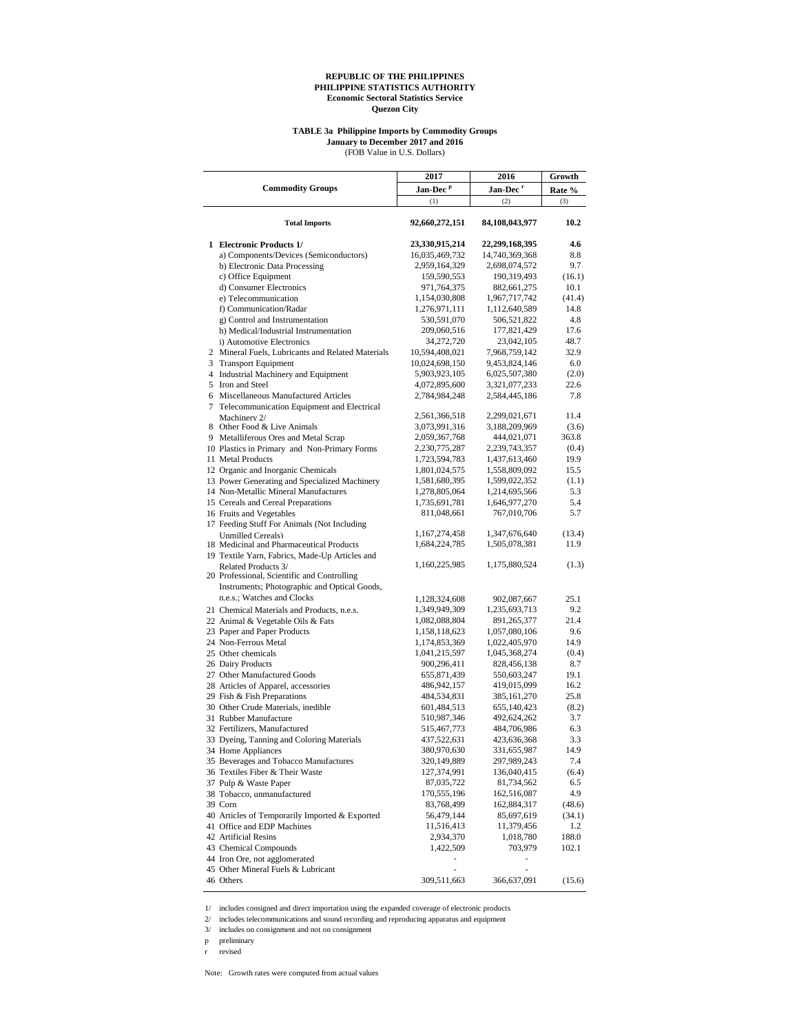**REPUBLIC OF THE PHILIPPINES**
**PHILIPPINE STATISTICS AUTHORITY**
**Economic Sectoral Statistics Service**
**Quezon City**

**TABLE 3a Philippine Imports by Commodity Groups**
**January to December 2017 and 2016**
(FOB Value in U.S. Dollars)

| Commodity Groups | 2017 Jan-Dec [p] | 2016 Jan-Dec [r] | Growth Rate % |
|---|---|---|---|
| | (1) | (2) | (3) |
| **Total Imports** | **92,660,272,151** | **84,108,043,977** | **10.2** |
| **1 Electronic Products 1/** | **23,330,915,214** | **22,299,168,395** | **4.6** |
| a) Components/Devices (Semiconductors) | 16,035,469,732 | 14,740,369,368 | 8.8 |
| b) Electronic Data Processing | 2,959,164,329 | 2,698,074,572 | 9.7 |
| c) Office Equipment | 159,590,553 | 190,319,493 | (16.1) |
| d) Consumer Electronics | 971,764,375 | 882,661,275 | 10.1 |
| e) Telecommunication | 1,154,030,808 | 1,967,717,742 | (41.4) |
| f) Communication/Radar | 1,276,971,111 | 1,112,640,589 | 14.8 |
| g) Control and Instrumentation | 530,591,070 | 506,521,822 | 4.8 |
| h) Medical/Industrial Instrumentation | 209,060,516 | 177,821,429 | 17.6 |
| i) Automotive Electronics | 34,272,720 | 23,042,105 | 48.7 |
| 2 Mineral Fuels, Lubricants and Related Materials | 10,594,408,021 | 7,968,759,142 | 32.9 |
| 3 Transport Equipment | 10,024,698,150 | 9,453,824,146 | 6.0 |
| 4 Industrial Machinery and Equipment | 5,903,923,105 | 6,025,507,380 | (2.0) |
| 5 Iron and Steel | 4,072,895,600 | 3,321,077,233 | 22.6 |
| 6 Miscellaneous Manufactured Articles | 2,784,984,248 | 2,584,445,186 | 7.8 |
| 7 Telecommunication Equipment and Electrical Machinery 2/ | 2,561,366,518 | 2,299,021,671 | 11.4 |
| 8 Other Food & Live Animals | 3,073,991,316 | 3,188,209,969 | (3.6) |
| 9 Metalliferous Ores and Metal Scrap | 2,059,367,768 | 444,021,071 | 363.8 |
| 10 Plastics in Primary and Non-Primary Forms | 2,230,775,287 | 2,239,743,357 | (0.4) |
| 11 Metal Products | 1,723,594,783 | 1,437,613,460 | 19.9 |
| 12 Organic and Inorganic Chemicals | 1,801,024,575 | 1,558,809,092 | 15.5 |
| 13 Power Generating and Specialized Machinery | 1,581,680,395 | 1,599,022,352 | (1.1) |
| 14 Non-Metallic Mineral Manufactures | 1,278,805,064 | 1,214,695,566 | 5.3 |
| 15 Cereals and Cereal Preparations | 1,735,691,781 | 1,646,977,270 | 5.4 |
| 16 Fruits and Vegetables | 811,048,661 | 767,010,706 | 5.7 |
| 17 Feeding Stuff For Animals (Not Including Unmilled Cereals) | 1,167,274,458 | 1,347,676,640 | (13.4) |
| 18 Medicinal and Pharmaceutical Products | 1,684,224,785 | 1,505,078,381 | 11.9 |
| 19 Textile Yarn, Fabrics, Made-Up Articles and Related Products 3/ | 1,160,225,985 | 1,175,880,524 | (1.3) |
| 20 Professional, Scientific and Controlling Instruments; Photographic and Optical Goods, n.e.s.; Watches and Clocks | 1,128,324,608 | 902,087,667 | 25.1 |
| 21 Chemical Materials and Products, n.e.s. | 1,349,949,309 | 1,235,693,713 | 9.2 |
| 22 Animal & Vegetable Oils & Fats | 1,082,088,804 | 891,265,377 | 21.4 |
| 23 Paper and Paper Products | 1,158,118,623 | 1,057,080,106 | 9.6 |
| 24 Non-Ferrous Metal | 1,174,853,369 | 1,022,405,970 | 14.9 |
| 25 Other chemicals | 1,041,215,597 | 1,045,368,274 | (0.4) |
| 26 Dairy Products | 900,296,411 | 828,456,138 | 8.7 |
| 27 Other Manufactured Goods | 655,871,439 | 550,603,247 | 19.1 |
| 28 Articles of Apparel, accessories | 486,942,157 | 419,015,099 | 16.2 |
| 29 Fish & Fish Preparations | 484,534,831 | 385,161,270 | 25.8 |
| 30 Other Crude Materials, inedible | 601,484,513 | 655,140,423 | (8.2) |
| 31 Rubber Manufacture | 510,987,346 | 492,624,262 | 3.7 |
| 32 Fertilizers, Manufactured | 515,467,773 | 484,706,986 | 6.3 |
| 33 Dyeing, Tanning and Coloring Materials | 437,522,631 | 423,636,368 | 3.3 |
| 34 Home Appliances | 380,970,630 | 331,655,987 | 14.9 |
| 35 Beverages and Tobacco Manufactures | 320,149,889 | 297,989,243 | 7.4 |
| 36 Textiles Fiber & Their Waste | 127,374,991 | 136,040,415 | (6.4) |
| 37 Pulp & Waste Paper | 87,035,722 | 81,734,562 | 6.5 |
| 38 Tobacco, unmanufactured | 170,555,196 | 162,516,087 | 4.9 |
| 39 Corn | 83,768,499 | 162,884,317 | (48.6) |
| 40 Articles of Temporarily Imported & Exported | 56,479,144 | 85,697,619 | (34.1) |
| 41 Office and EDP Machines | 11,516,413 | 11,379,456 | 1.2 |
| 42 Artificial Resins | 2,934,370 | 1,018,780 | 188.0 |
| 43 Chemical Compounds | 1,422,509 | 703,979 | 102.1 |
| 44 Iron Ore, not agglomerated | - | - | |
| 45 Other Mineral Fuels & Lubricant | - | - | |
| 46 Others | 309,511,663 | 366,637,091 | (15.6) |

1/ includes consigned and direct importation using the expanded coverage of electronic products
2/ includes telecommunications and sound recording and reproducing apparatus and equipment
3/ includes on consignment and not on consignment
p preliminary
r revised

Note: Growth rates were computed from actual values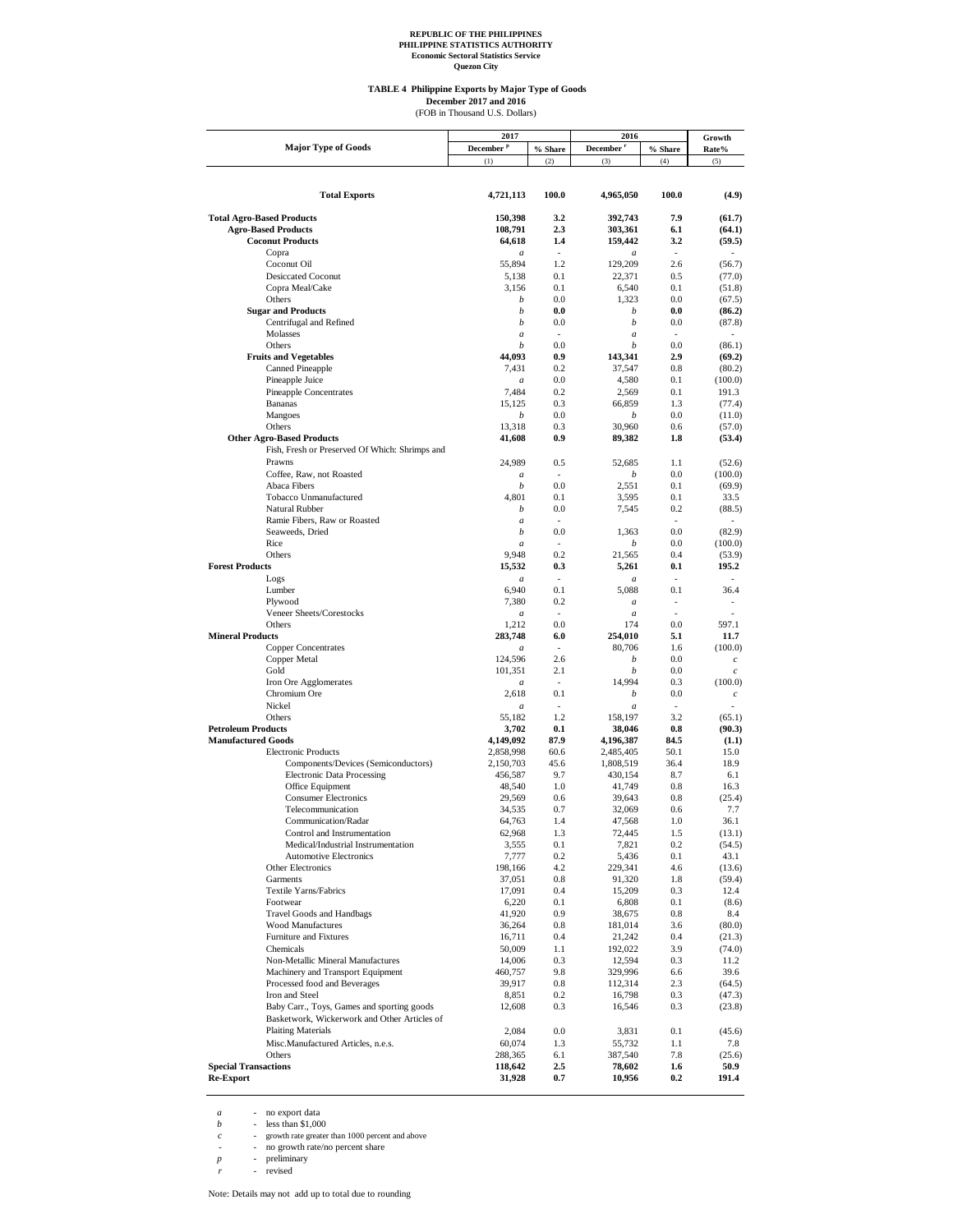**REPUBLIC OF THE PHILIPPINES**
**PHILIPPINE STATISTICS AUTHORITY**
**Economic Sectoral Statistics Service**
**Quezon City**

**TABLE 4 Philippine Exports by Major Type of Goods**
**December 2017 and 2016**
(FOB in Thousand U.S. Dollars)

| Major Type of Goods | 2017 December [p] | 2017 % Share | 2016 December [r] | 2016 % Share | Growth Rate% |
|---|---|---|---|---|---|
| | (1) | (2) | (3) | (4) | (5) |
| **Total Exports** | **4,721,113** | **100.0** | **4,965,050** | **100.0** | **(4.9)** |
| **Total Agro-Based Products** | **150,398** | **3.2** | **392,743** | **7.9** | **(61.7)** |
| **Agro-Based Products** | **108,791** | **2.3** | **303,361** | **6.1** | **(64.1)** |
| **Coconut Products** | **64,618** | **1.4** | **159,442** | **3.2** | **(59.5)** |
| Copra | *a* | - | *a* | - | - |
| Coconut Oil | 55,894 | 1.2 | 129,209 | 2.6 | (56.7) |
| Desiccated Coconut | 5,138 | 0.1 | 22,371 | 0.5 | (77.0) |
| Copra Meal/Cake | 3,156 | 0.1 | 6,540 | 0.1 | (51.8) |
| Others | *b* | 0.0 | 1,323 | 0.0 | (67.5) |
| **Sugar and Products** | *b* | **0.0** | *b* | **0.0** | **(86.2)** |
| Centrifugal and Refined | *b* | 0.0 | *b* | 0.0 | (87.8) |
| Molasses | *a* | - | *a* | - | - |
| Others | *b* | 0.0 | *b* | 0.0 | (86.1) |
| **Fruits and Vegetables** | **44,093** | **0.9** | **143,341** | **2.9** | **(69.2)** |
| Canned Pineapple | 7,431 | 0.2 | 37,547 | 0.8 | (80.2) |
| Pineapple Juice | *a* | 0.0 | 4,580 | 0.1 | (100.0) |
| Pineapple Concentrates | 7,484 | 0.2 | 2,569 | 0.1 | 191.3 |
| Bananas | 15,125 | 0.3 | 66,859 | 1.3 | (77.4) |
| Mangoes | *b* | 0.0 | *b* | 0.0 | (11.0) |
| Others | 13,318 | 0.3 | 30,960 | 0.6 | (57.0) |
| **Other Agro-Based Products** | **41,608** | **0.9** | **89,382** | **1.8** | **(53.4)** |
| Fish, Fresh or Preserved Of Which: Shrimps and Prawns | 24,989 | 0.5 | 52,685 | 1.1 | (52.6) |
| Coffee, Raw, not Roasted | *a* | - | *b* | 0.0 | (100.0) |
| Abaca Fibers | *b* | 0.0 | 2,551 | 0.1 | (69.9) |
| Tobacco Unmanufactured | 4,801 | 0.1 | 3,595 | 0.1 | 33.5 |
| Natural Rubber | *b* | 0.0 | 7,545 | 0.2 | (88.5) |
| Ramie Fibers, Raw or Roasted | *a* | - | | - | - |
| Seaweeds, Dried | *b* | 0.0 | 1,363 | 0.0 | (82.9) |
| Rice | *a* | - | *b* | 0.0 | (100.0) |
| Others | 9,948 | 0.2 | 21,565 | 0.4 | (53.9) |
| **Forest Products** | **15,532** | **0.3** | **5,261** | **0.1** | **195.2** |
| Logs | *a* | - | *a* | - | - |
| Lumber | 6,940 | 0.1 | 5,088 | 0.1 | 36.4 |
| Plywood | 7,380 | 0.2 | *a* | - | - |
| Veneer Sheets/Corestocks | *a* | - | *a* | - | - |
| Others | 1,212 | 0.0 | 174 | 0.0 | 597.1 |
| **Mineral Products** | **283,748** | **6.0** | **254,010** | **5.1** | **11.7** |
| Copper Concentrates | *a* | - | 80,706 | 1.6 | (100.0) |
| Copper Metal | 124,596 | 2.6 | *b* | 0.0 | *c* |
| Gold | 101,351 | 2.1 | *b* | 0.0 | *c* |
| Iron Ore Agglomerates | *a* | - | 14,994 | 0.3 | (100.0) |
| Chromium Ore | 2,618 | 0.1 | *b* | 0.0 | *c* |
| Nickel | *a* | - | *a* | - | - |
| Others | 55,182 | 1.2 | 158,197 | 3.2 | (65.1) |
| **Petroleum Products** | **3,702** | **0.1** | **38,046** | **0.8** | **(90.3)** |
| **Manufactured Goods** | **4,149,092** | **87.9** | **4,196,387** | **84.5** | **(1.1)** |
| Electronic Products | 2,858,998 | 60.6 | 2,485,405 | 50.1 | 15.0 |
| Components/Devices (Semiconductors) | 2,150,703 | 45.6 | 1,808,519 | 36.4 | 18.9 |
| Electronic Data Processing | 456,587 | 9.7 | 430,154 | 8.7 | 6.1 |
| Office Equipment | 48,540 | 1.0 | 41,749 | 0.8 | 16.3 |
| Consumer Electronics | 29,569 | 0.6 | 39,643 | 0.8 | (25.4) |
| Telecommunication | 34,535 | 0.7 | 32,069 | 0.6 | 7.7 |
| Communication/Radar | 64,763 | 1.4 | 47,568 | 1.0 | 36.1 |
| Control and Instrumentation | 62,968 | 1.3 | 72,445 | 1.5 | (13.1) |
| Medical/Industrial Instrumentation | 3,555 | 0.1 | 7,821 | 0.2 | (54.5) |
| Automotive Electronics | 7,777 | 0.2 | 5,436 | 0.1 | 43.1 |
| Other Electronics | 198,166 | 4.2 | 229,341 | 4.6 | (13.6) |
| Garments | 37,051 | 0.8 | 91,320 | 1.8 | (59.4) |
| Textile Yarns/Fabrics | 17,091 | 0.4 | 15,209 | 0.3 | 12.4 |
| Footwear | 6,220 | 0.1 | 6,808 | 0.1 | (8.6) |
| Travel Goods and Handbags | 41,920 | 0.9 | 38,675 | 0.8 | 8.4 |
| Wood Manufactures | 36,264 | 0.8 | 181,014 | 3.6 | (80.0) |
| Furniture and Fixtures | 16,711 | 0.4 | 21,242 | 0.4 | (21.3) |
| Chemicals | 50,009 | 1.1 | 192,022 | 3.9 | (74.0) |
| Non-Metallic Mineral Manufactures | 14,006 | 0.3 | 12,594 | 0.3 | 11.2 |
| Machinery and Transport Equipment | 460,757 | 9.8 | 329,996 | 6.6 | 39.6 |
| Processed food and Beverages | 39,917 | 0.8 | 112,314 | 2.3 | (64.5) |
| Iron and Steel | 8,851 | 0.2 | 16,798 | 0.3 | (47.3) |
| Baby Carr., Toys, Games and sporting goods | 12,608 | 0.3 | 16,546 | 0.3 | (23.8) |
| Basketwork, Wickerwork and Other Articles of Plaiting Materials | 2,084 | 0.0 | 3,831 | 0.1 | (45.6) |
| Misc.Manufactured Articles, n.e.s. | 60,074 | 1.3 | 55,732 | 1.1 | 7.8 |
| Others | 288,365 | 6.1 | 387,540 | 7.8 | (25.6) |
| **Special Transactions** | **118,642** | **2.5** | **78,602** | **1.6** | **50.9** |
| **Re-Export** | **31,928** | **0.7** | **10,956** | **0.2** | **191.4** |

*a* - no export data
*b* - less than $1,000
*c* - growth rate greater than 1000 percent and above
\- - no growth rate/no percent share
*p* - preliminary
*r* - revised

Note: Details may not add up to total due to rounding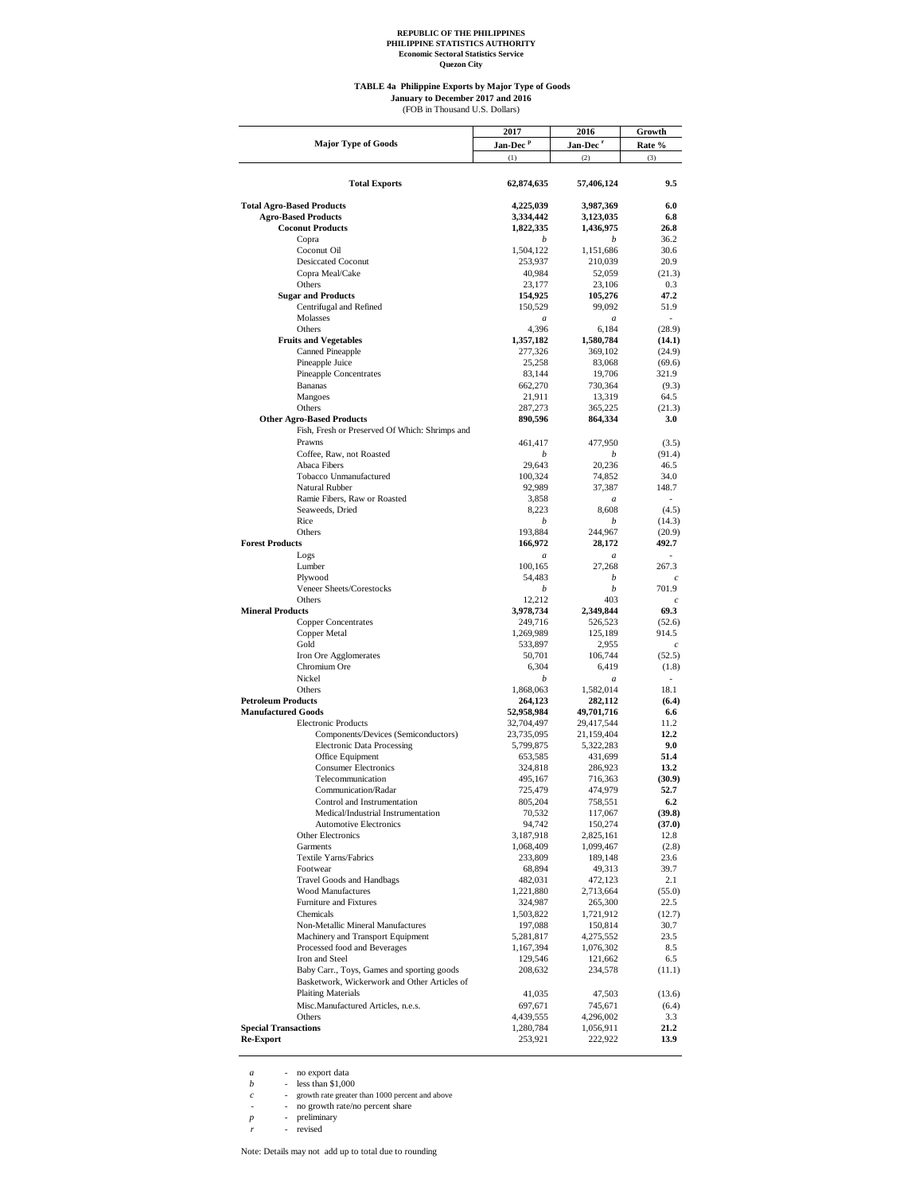**REPUBLIC OF THE PHILIPPINES**
**PHILIPPINE STATISTICS AUTHORITY**
**Economic Sectoral Statistics Service**
**Quezon City**

**TABLE 4a Philippine Exports by Major Type of Goods**
**January to December 2017 and 2016**
(FOB in Thousand U.S. Dollars)

| Major Type of Goods | 2017 Jan-Dec [p] | 2016 Jan-Dec [r] | Growth Rate % |
|---|---|---|---|
| | (1) | (2) | (3) |
| **Total Exports** | **62,874,635** | **57,406,124** | **9.5** |
| **Total Agro-Based Products** | **4,225,039** | **3,987,369** | **6.0** |
| **Agro-Based Products** | **3,334,442** | **3,123,035** | **6.8** |
| **Coconut Products** | **1,822,335** | **1,436,975** | **26.8** |
| Copra | *b* | *b* | 36.2 |
| Coconut Oil | 1,504,122 | 1,151,686 | 30.6 |
| Desiccated Coconut | 253,937 | 210,039 | 20.9 |
| Copra Meal/Cake | 40,984 | 52,059 | (21.3) |
| Others | 23,177 | 23,106 | 0.3 |
| **Sugar and Products** | **154,925** | **105,276** | **47.2** |
| Centrifugal and Refined | 150,529 | 99,092 | 51.9 |
| Molasses | *a* | *a* | - |
| Others | 4,396 | 6,184 | (28.9) |
| **Fruits and Vegetables** | **1,357,182** | **1,580,784** | **(14.1)** |
| Canned Pineapple | 277,326 | 369,102 | (24.9) |
| Pineapple Juice | 25,258 | 83,068 | (69.6) |
| Pineapple Concentrates | 83,144 | 19,706 | 321.9 |
| Bananas | 662,270 | 730,364 | (9.3) |
| Mangoes | 21,911 | 13,319 | 64.5 |
| Others | 287,273 | 365,225 | (21.3) |
| **Other Agro-Based Products** | **890,596** | **864,334** | **3.0** |
| Fish, Fresh or Preserved Of Which: Shrimps and Prawns | 461,417 | 477,950 | (3.5) |
| Coffee, Raw, not Roasted | *b* | *b* | (91.4) |
| Abaca Fibers | 29,643 | 20,236 | 46.5 |
| Tobacco Unmanufactured | 100,324 | 74,852 | 34.0 |
| Natural Rubber | 92,989 | 37,387 | 148.7 |
| Ramie Fibers, Raw or Roasted | 3,858 | *a* | - |
| Seaweeds, Dried | 8,223 | 8,608 | (4.5) |
| Rice | *b* | *b* | (14.3) |
| Others | 193,884 | 244,967 | (20.9) |
| **Forest Products** | **166,972** | **28,172** | **492.7** |
| Logs | *a* | *a* | - |
| Lumber | 100,165 | 27,268 | 267.3 |
| Plywood | 54,483 | *b* | *c* |
| Veneer Sheets/Corestocks | *b* | *b* | 701.9 |
| Others | 12,212 | 403 | *c* |
| **Mineral Products** | **3,978,734** | **2,349,844** | **69.3** |
| Copper Concentrates | 249,716 | 526,523 | (52.6) |
| Copper Metal | 1,269,989 | 125,189 | 914.5 |
| Gold | 533,897 | 2,955 | *c* |
| Iron Ore Agglomerates | 50,701 | 106,744 | (52.5) |
| Chromium Ore | 6,304 | 6,419 | (1.8) |
| Nickel | *b* | *a* | - |
| Others | 1,868,063 | 1,582,014 | 18.1 |
| **Petroleum Products** | **264,123** | **282,112** | **(6.4)** |
| **Manufactured Goods** | **52,958,984** | **49,701,716** | **6.6** |
| Electronic Products | 32,704,497 | 29,417,544 | 11.2 |
| Components/Devices (Semiconductors) | 23,735,095 | 21,159,404 | **12.2** |
| Electronic Data Processing | 5,799,875 | 5,322,283 | **9.0** |
| Office Equipment | 653,585 | 431,699 | **51.4** |
| Consumer Electronics | 324,818 | 286,923 | **13.2** |
| Telecommunication | 495,167 | 716,363 | **(30.9)** |
| Communication/Radar | 725,479 | 474,979 | **52.7** |
| Control and Instrumentation | 805,204 | 758,551 | **6.2** |
| Medical/Industrial Instrumentation | 70,532 | 117,067 | **(39.8)** |
| Automotive Electronics | 94,742 | 150,274 | **(37.0)** |
| Other Electronics | 3,187,918 | 2,825,161 | 12.8 |
| Garments | 1,068,409 | 1,099,467 | (2.8) |
| Textile Yarns/Fabrics | 233,809 | 189,148 | 23.6 |
| Footwear | 68,894 | 49,313 | 39.7 |
| Travel Goods and Handbags | 482,031 | 472,123 | 2.1 |
| Wood Manufactures | 1,221,880 | 2,713,664 | (55.0) |
| Furniture and Fixtures | 324,987 | 265,300 | 22.5 |
| Chemicals | 1,503,822 | 1,721,912 | (12.7) |
| Non-Metallic Mineral Manufactures | 197,088 | 150,814 | 30.7 |
| Machinery and Transport Equipment | 5,281,817 | 4,275,552 | 23.5 |
| Processed food and Beverages | 1,167,394 | 1,076,302 | 8.5 |
| Iron and Steel | 129,546 | 121,662 | 6.5 |
| Baby Carr., Toys, Games and sporting goods | 208,632 | 234,578 | (11.1) |
| Basketwork, Wickerwork and Other Articles of Plaiting Materials | 41,035 | 47,503 | (13.6) |
| Misc.Manufactured Articles, n.e.s. | 697,671 | 745,671 | (6.4) |
| Others | 4,439,555 | 4,296,002 | 3.3 |
| **Special Transactions** | 1,280,784 | 1,056,911 | **21.2** |
| **Re-Export** | 253,921 | 222,922 | **13.9** |

*a* - no export data
*b* - less than $1,000
*c* - growth rate greater than 1000 percent and above
\- - no growth rate/no percent share
*p* - preliminary
*r* - revised

Note: Details may not add up to total due to rounding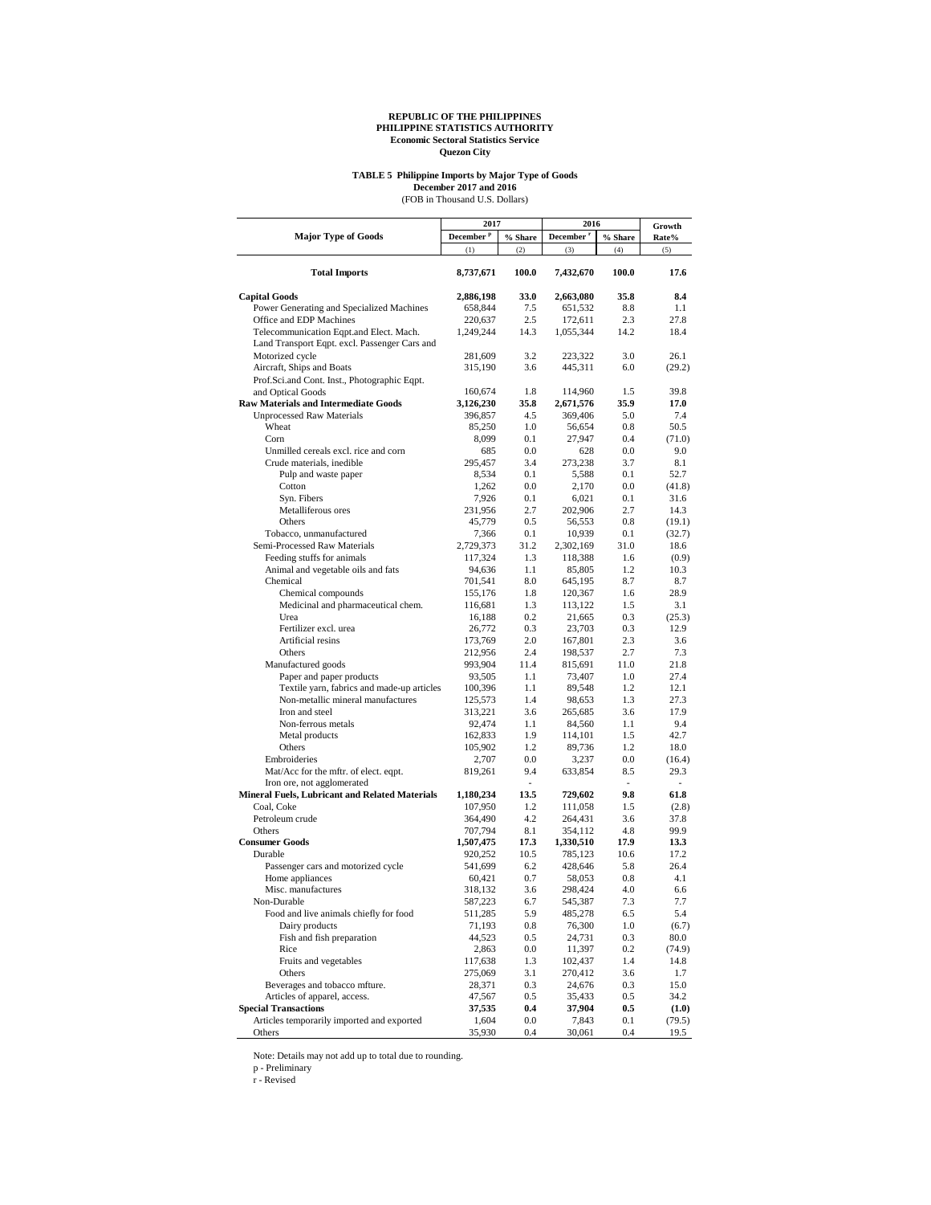**REPUBLIC OF THE PHILIPPINES**
**PHILIPPINE STATISTICS AUTHORITY**
**Economic Sectoral Statistics Service**
**Quezon City**

**TABLE 5 Philippine Imports by Major Type of Goods**
**December 2017 and 2016**
(FOB in Thousand U.S. Dollars)

| Major Type of Goods | 2017 | | 2016 | | Growth Rate% |
|---|---|---|---|---|---|
| | December [p] | % Share | December [r] | % Share | |
| | (1) | (2) | (3) | (4) | (5) |
| **Total Imports** | **8,737,671** | **100.0** | **7,432,670** | **100.0** | **17.6** |
| **Capital Goods** | **2,886,198** | **33.0** | **2,663,080** | **35.8** | **8.4** |
| Power Generating and Specialized Machines | 658,844 | 7.5 | 651,532 | 8.8 | 1.1 |
| Office and EDP Machines | 220,637 | 2.5 | 172,611 | 2.3 | 27.8 |
| Telecommunication Eqpt.and Elect. Mach. | 1,249,244 | 14.3 | 1,055,344 | 14.2 | 18.4 |
| Land Transport Eqpt. excl. Passenger Cars and Motorized cycle | 281,609 | 3.2 | 223,322 | 3.0 | 26.1 |
| Aircraft, Ships and Boats | 315,190 | 3.6 | 445,311 | 6.0 | (29.2) |
| Prof.Sci.and Cont. Inst., Photographic Eqpt. and Optical Goods | 160,674 | 1.8 | 114,960 | 1.5 | 39.8 |
| **Raw Materials and Intermediate Goods** | **3,126,230** | **35.8** | **2,671,576** | **35.9** | **17.0** |
| Unprocessed Raw Materials | 396,857 | 4.5 | 369,406 | 5.0 | 7.4 |
| Wheat | 85,250 | 1.0 | 56,654 | 0.8 | 50.5 |
| Corn | 8,099 | 0.1 | 27,947 | 0.4 | (71.0) |
| Unmilled cereals excl. rice and corn | 685 | 0.0 | 628 | 0.0 | 9.0 |
| Crude materials, inedible | 295,457 | 3.4 | 273,238 | 3.7 | 8.1 |
| Pulp and waste paper | 8,534 | 0.1 | 5,588 | 0.1 | 52.7 |
| Cotton | 1,262 | 0.0 | 2,170 | 0.0 | (41.8) |
| Syn. Fibers | 7,926 | 0.1 | 6,021 | 0.1 | 31.6 |
| Metalliferous ores | 231,956 | 2.7 | 202,906 | 2.7 | 14.3 |
| Others | 45,779 | 0.5 | 56,553 | 0.8 | (19.1) |
| Tobacco, unmanufactured | 7,366 | 0.1 | 10,939 | 0.1 | (32.7) |
| Semi-Processed Raw Materials | 2,729,373 | 31.2 | 2,302,169 | 31.0 | 18.6 |
| Feeding stuffs for animals | 117,324 | 1.3 | 118,388 | 1.6 | (0.9) |
| Animal and vegetable oils and fats | 94,636 | 1.1 | 85,805 | 1.2 | 10.3 |
| Chemical | 701,541 | 8.0 | 645,195 | 8.7 | 8.7 |
| Chemical compounds | 155,176 | 1.8 | 120,367 | 1.6 | 28.9 |
| Medicinal and pharmaceutical chem. | 116,681 | 1.3 | 113,122 | 1.5 | 3.1 |
| Urea | 16,188 | 0.2 | 21,665 | 0.3 | (25.3) |
| Fertilizer excl. urea | 26,772 | 0.3 | 23,703 | 0.3 | 12.9 |
| Artificial resins | 173,769 | 2.0 | 167,801 | 2.3 | 3.6 |
| Others | 212,956 | 2.4 | 198,537 | 2.7 | 7.3 |
| Manufactured goods | 993,904 | 11.4 | 815,691 | 11.0 | 21.8 |
| Paper and paper products | 93,505 | 1.1 | 73,407 | 1.0 | 27.4 |
| Textile yarn, fabrics and made-up articles | 100,396 | 1.1 | 89,548 | 1.2 | 12.1 |
| Non-metallic mineral manufactures | 125,573 | 1.4 | 98,653 | 1.3 | 27.3 |
| Iron and steel | 313,221 | 3.6 | 265,685 | 3.6 | 17.9 |
| Non-ferrous metals | 92,474 | 1.1 | 84,560 | 1.1 | 9.4 |
| Metal products | 162,833 | 1.9 | 114,101 | 1.5 | 42.7 |
| Others | 105,902 | 1.2 | 89,736 | 1.2 | 18.0 |
| Embroideries | 2,707 | 0.0 | 3,237 | 0.0 | (16.4) |
| Mat/Acc for the mftr. of elect. eqpt. | 819,261 | 9.4 | 633,854 | 8.5 | 29.3 |
| Iron ore, not agglomerated | | - | | - | - |
| **Mineral Fuels, Lubricant and Related Materials** | **1,180,234** | **13.5** | **729,602** | **9.8** | **61.8** |
| Coal, Coke | 107,950 | 1.2 | 111,058 | 1.5 | (2.8) |
| Petroleum crude | 364,490 | 4.2 | 264,431 | 3.6 | 37.8 |
| Others | 707,794 | 8.1 | 354,112 | 4.8 | 99.9 |
| **Consumer Goods** | **1,507,475** | **17.3** | **1,330,510** | **17.9** | **13.3** |
| Durable | 920,252 | 10.5 | 785,123 | 10.6 | 17.2 |
| Passenger cars and motorized cycle | 541,699 | 6.2 | 428,646 | 5.8 | 26.4 |
| Home appliances | 60,421 | 0.7 | 58,053 | 0.8 | 4.1 |
| Misc. manufactures | 318,132 | 3.6 | 298,424 | 4.0 | 6.6 |
| Non-Durable | 587,223 | 6.7 | 545,387 | 7.3 | 7.7 |
| Food and live animals chiefly for food | 511,285 | 5.9 | 485,278 | 6.5 | 5.4 |
| Dairy products | 71,193 | 0.8 | 76,300 | 1.0 | (6.7) |
| Fish and fish preparation | 44,523 | 0.5 | 24,731 | 0.3 | 80.0 |
| Rice | 2,863 | 0.0 | 11,397 | 0.2 | (74.9) |
| Fruits and vegetables | 117,638 | 1.3 | 102,437 | 1.4 | 14.8 |
| Others | 275,069 | 3.1 | 270,412 | 3.6 | 1.7 |
| Beverages and tobacco mfture. | 28,371 | 0.3 | 24,676 | 0.3 | 15.0 |
| Articles of apparel, access. | 47,567 | 0.5 | 35,433 | 0.5 | 34.2 |
| **Special Transactions** | **37,535** | **0.4** | **37,904** | **0.5** | **(1.0)** |
| Articles temporarily imported and exported | 1,604 | 0.0 | 7,843 | 0.1 | (79.5) |
| Others | 35,930 | 0.4 | 30,061 | 0.4 | 19.5 |

Note: Details may not add up to total due to rounding.

p - Preliminary

r - Revised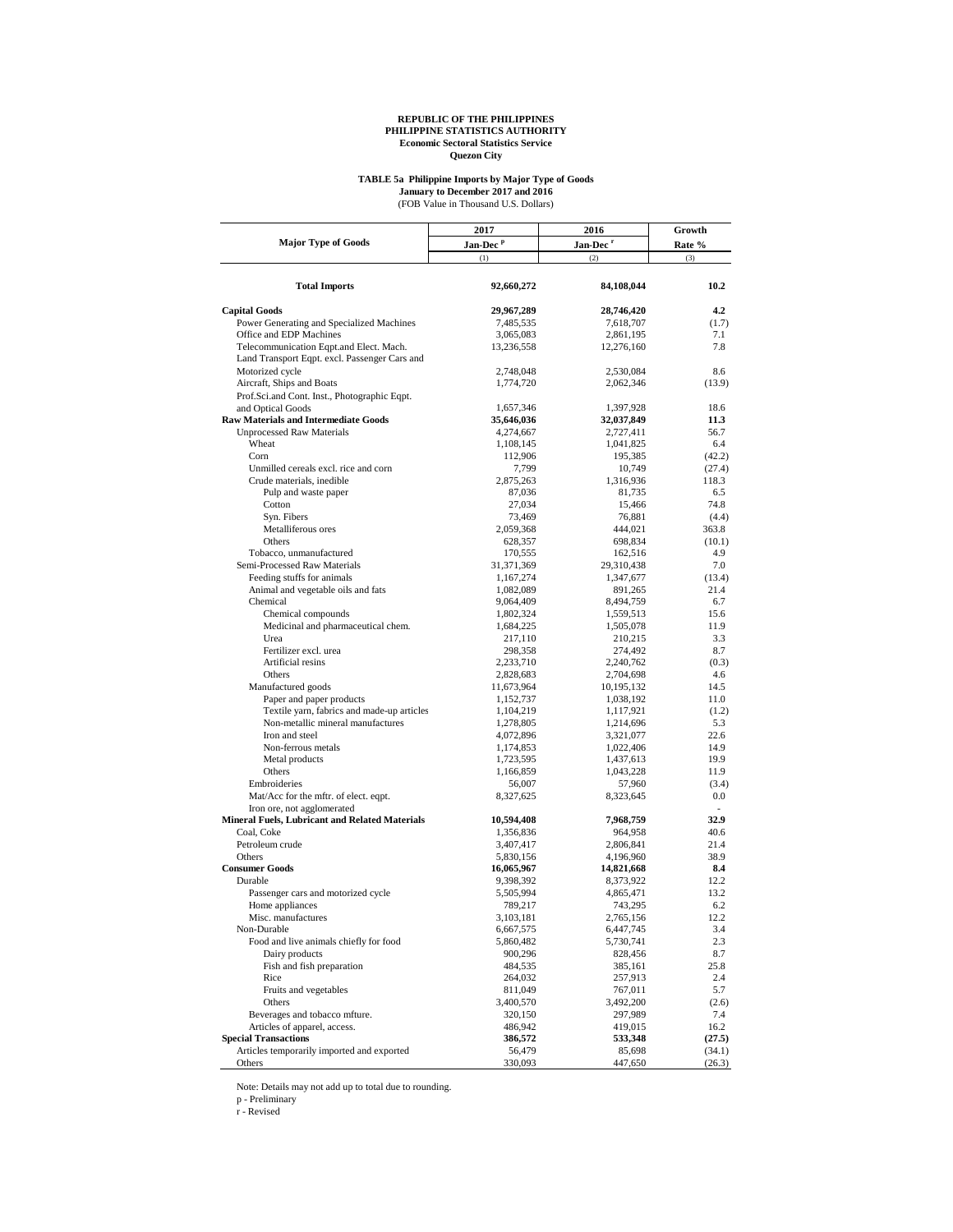**REPUBLIC OF THE PHILIPPINES**
**PHILIPPINE STATISTICS AUTHORITY**
**Economic Sectoral Statistics Service**
**Quezon City**

**TABLE 5a Philippine Imports by Major Type of Goods**
**January to December 2017 and 2016**
(FOB Value in Thousand U.S. Dollars)

| Major Type of Goods | 2017 Jan-Dec [p] | 2016 Jan-Dec [r] | Growth Rate % |
|---|---|---|---|
| | (1) | (2) | (3) |
| **Total Imports** | **92,660,272** | **84,108,044** | **10.2** |
| **Capital Goods** | **29,967,289** | **28,746,420** | **4.2** |
| Power Generating and Specialized Machines | 7,485,535 | 7,618,707 | (1.7) |
| Office and EDP Machines | 3,065,083 | 2,861,195 | 7.1 |
| Telecommunication Eqpt.and Elect. Mach. | 13,236,558 | 12,276,160 | 7.8 |
| Land Transport Eqpt. excl. Passenger Cars and Motorized cycle | 2,748,048 | 2,530,084 | 8.6 |
| Aircraft, Ships and Boats | 1,774,720 | 2,062,346 | (13.9) |
| Prof.Sci.and Cont. Inst., Photographic Eqpt. and Optical Goods | 1,657,346 | 1,397,928 | 18.6 |
| **Raw Materials and Intermediate Goods** | **35,646,036** | **32,037,849** | **11.3** |
| Unprocessed Raw Materials | 4,274,667 | 2,727,411 | 56.7 |
| Wheat | 1,108,145 | 1,041,825 | 6.4 |
| Corn | 112,906 | 195,385 | (42.2) |
| Unmilled cereals excl. rice and corn | 7,799 | 10,749 | (27.4) |
| Crude materials, inedible | 2,875,263 | 1,316,936 | 118.3 |
| Pulp and waste paper | 87,036 | 81,735 | 6.5 |
| Cotton | 27,034 | 15,466 | 74.8 |
| Syn. Fibers | 73,469 | 76,881 | (4.4) |
| Metalliferous ores | 2,059,368 | 444,021 | 363.8 |
| Others | 628,357 | 698,834 | (10.1) |
| Tobacco, unmanufactured | 170,555 | 162,516 | 4.9 |
| Semi-Processed Raw Materials | 31,371,369 | 29,310,438 | 7.0 |
| Feeding stuffs for animals | 1,167,274 | 1,347,677 | (13.4) |
| Animal and vegetable oils and fats | 1,082,089 | 891,265 | 21.4 |
| Chemical | 9,064,409 | 8,494,759 | 6.7 |
| Chemical compounds | 1,802,324 | 1,559,513 | 15.6 |
| Medicinal and pharmaceutical chem. | 1,684,225 | 1,505,078 | 11.9 |
| Urea | 217,110 | 210,215 | 3.3 |
| Fertilizer excl. urea | 298,358 | 274,492 | 8.7 |
| Artificial resins | 2,233,710 | 2,240,762 | (0.3) |
| Others | 2,828,683 | 2,704,698 | 4.6 |
| Manufactured goods | 11,673,964 | 10,195,132 | 14.5 |
| Paper and paper products | 1,152,737 | 1,038,192 | 11.0 |
| Textile yarn, fabrics and made-up articles | 1,104,219 | 1,117,921 | (1.2) |
| Non-metallic mineral manufactures | 1,278,805 | 1,214,696 | 5.3 |
| Iron and steel | 4,072,896 | 3,321,077 | 22.6 |
| Non-ferrous metals | 1,174,853 | 1,022,406 | 14.9 |
| Metal products | 1,723,595 | 1,437,613 | 19.9 |
| Others | 1,166,859 | 1,043,228 | 11.9 |
| Embroideries | 56,007 | 57,960 | (3.4) |
| Mat/Acc for the mftr. of elect. eqpt. | 8,327,625 | 8,323,645 | 0.0 |
| Iron ore, not agglomerated | | | - |
| **Mineral Fuels, Lubricant and Related Materials** | **10,594,408** | **7,968,759** | **32.9** |
| Coal, Coke | 1,356,836 | 964,958 | 40.6 |
| Petroleum crude | 3,407,417 | 2,806,841 | 21.4 |
| Others | 5,830,156 | 4,196,960 | 38.9 |
| **Consumer Goods** | **16,065,967** | **14,821,668** | **8.4** |
| Durable | 9,398,392 | 8,373,922 | 12.2 |
| Passenger cars and motorized cycle | 5,505,994 | 4,865,471 | 13.2 |
| Home appliances | 789,217 | 743,295 | 6.2 |
| Misc. manufactures | 3,103,181 | 2,765,156 | 12.2 |
| Non-Durable | 6,667,575 | 6,447,745 | 3.4 |
| Food and live animals chiefly for food | 5,860,482 | 5,730,741 | 2.3 |
| Dairy products | 900,296 | 828,456 | 8.7 |
| Fish and fish preparation | 484,535 | 385,161 | 25.8 |
| Rice | 264,032 | 257,913 | 2.4 |
| Fruits and vegetables | 811,049 | 767,011 | 5.7 |
| Others | 3,400,570 | 3,492,200 | (2.6) |
| Beverages and tobacco mfture. | 320,150 | 297,989 | 7.4 |
| Articles of apparel, access. | 486,942 | 419,015 | 16.2 |
| **Special Transactions** | **386,572** | **533,348** | **(27.5)** |
| Articles temporarily imported and exported | 56,479 | 85,698 | (34.1) |
| Others | 330,093 | 447,650 | (26.3) |

Note: Details may not add up to total due to rounding.

p - Preliminary

r - Revised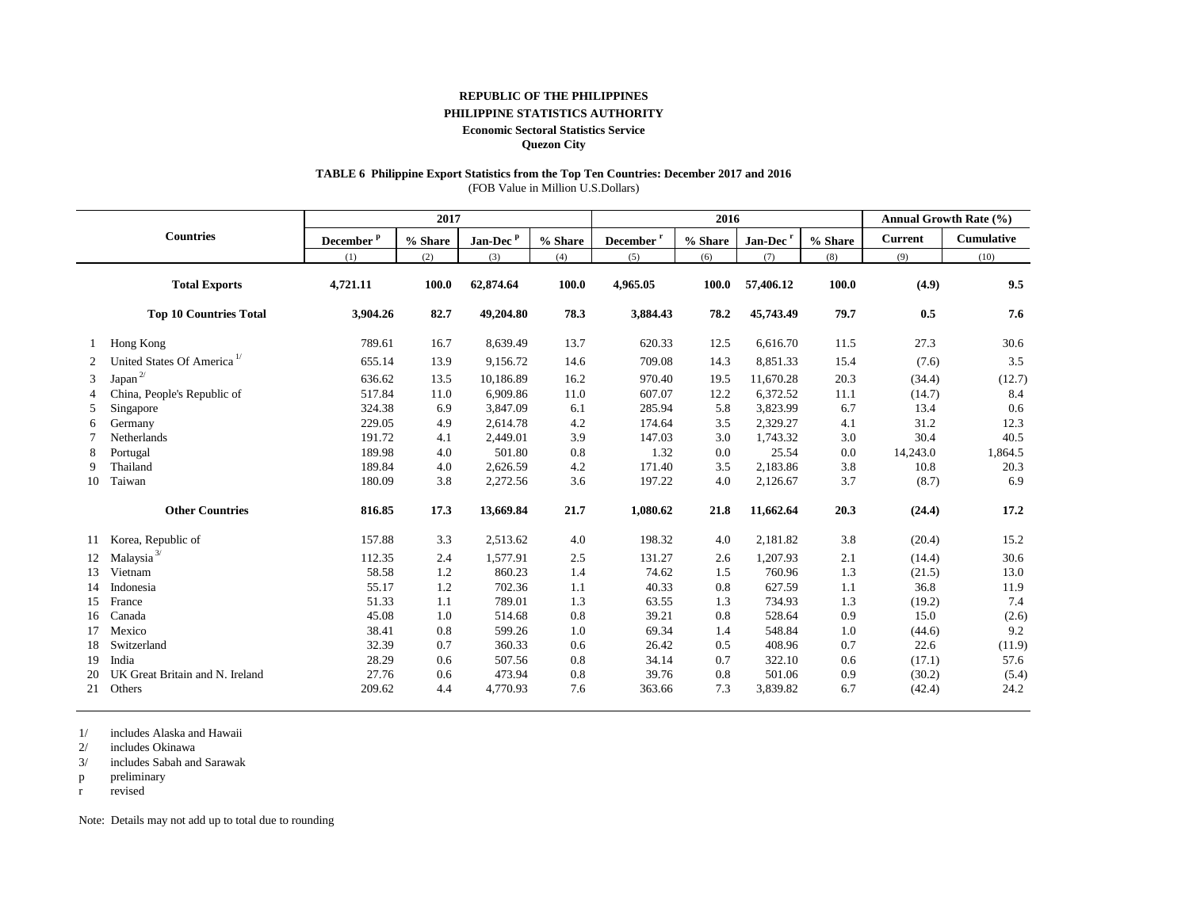**REPUBLIC OF THE PHILIPPINES**

**PHILIPPINE STATISTICS AUTHORITY**

**Economic Sectoral Statistics Service**

**Quezon City**

**TABLE 6 Philippine Export Statistics from the Top Ten Countries: December 2017 and 2016**

(FOB Value in Million U.S.Dollars)

| | Countries | 2017 | | | | 2016 | | | | Annual Growth Rate (%) | |
|---|---|---|---|---|---|---|---|---|---|---|---|
| | | December [p] | % Share | Jan-Dec [p] | % Share | December [r] | % Share | Jan-Dec [r] | % Share | Current | Cumulative |
| | | (1) | (2) | (3) | (4) | (5) | (6) | (7) | (8) | (9) | (10) |
| | **Total Exports** | **4,721.11** | **100.0** | **62,874.64** | **100.0** | **4,965.05** | **100.0** | **57,406.12** | **100.0** | **(4.9)** | **9.5** |
| | **Top 10 Countries Total** | **3,904.26** | **82.7** | **49,204.80** | **78.3** | **3,884.43** | **78.2** | **45,743.49** | **79.7** | **0.5** | **7.6** |
| 1 | Hong Kong | 789.61 | 16.7 | 8,639.49 | 13.7 | 620.33 | 12.5 | 6,616.70 | 11.5 | 27.3 | 30.6 |
| 2 | United States Of America [1/] | 655.14 | 13.9 | 9,156.72 | 14.6 | 709.08 | 14.3 | 8,851.33 | 15.4 | (7.6) | 3.5 |
| 3 | Japan [2/] | 636.62 | 13.5 | 10,186.89 | 16.2 | 970.40 | 19.5 | 11,670.28 | 20.3 | (34.4) | (12.7) |
| 4 | China, People's Republic of | 517.84 | 11.0 | 6,909.86 | 11.0 | 607.07 | 12.2 | 6,372.52 | 11.1 | (14.7) | 8.4 |
| 5 | Singapore | 324.38 | 6.9 | 3,847.09 | 6.1 | 285.94 | 5.8 | 3,823.99 | 6.7 | 13.4 | 0.6 |
| 6 | Germany | 229.05 | 4.9 | 2,614.78 | 4.2 | 174.64 | 3.5 | 2,329.27 | 4.1 | 31.2 | 12.3 |
| 7 | Netherlands | 191.72 | 4.1 | 2,449.01 | 3.9 | 147.03 | 3.0 | 1,743.32 | 3.0 | 30.4 | 40.5 |
| 8 | Portugal | 189.98 | 4.0 | 501.80 | 0.8 | 1.32 | 0.0 | 25.54 | 0.0 | 14,243.0 | 1,864.5 |
| 9 | Thailand | 189.84 | 4.0 | 2,626.59 | 4.2 | 171.40 | 3.5 | 2,183.86 | 3.8 | 10.8 | 20.3 |
| 10 | Taiwan | 180.09 | 3.8 | 2,272.56 | 3.6 | 197.22 | 4.0 | 2,126.67 | 3.7 | (8.7) | 6.9 |
| | **Other Countries** | **816.85** | **17.3** | **13,669.84** | **21.7** | **1,080.62** | **21.8** | **11,662.64** | **20.3** | **(24.4)** | **17.2** |
| 11 | Korea, Republic of | 157.88 | 3.3 | 2,513.62 | 4.0 | 198.32 | 4.0 | 2,181.82 | 3.8 | (20.4) | 15.2 |
| 12 | Malaysia [3/] | 112.35 | 2.4 | 1,577.91 | 2.5 | 131.27 | 2.6 | 1,207.93 | 2.1 | (14.4) | 30.6 |
| 13 | Vietnam | 58.58 | 1.2 | 860.23 | 1.4 | 74.62 | 1.5 | 760.96 | 1.3 | (21.5) | 13.0 |
| 14 | Indonesia | 55.17 | 1.2 | 702.36 | 1.1 | 40.33 | 0.8 | 627.59 | 1.1 | 36.8 | 11.9 |
| 15 | France | 51.33 | 1.1 | 789.01 | 1.3 | 63.55 | 1.3 | 734.93 | 1.3 | (19.2) | 7.4 |
| 16 | Canada | 45.08 | 1.0 | 514.68 | 0.8 | 39.21 | 0.8 | 528.64 | 0.9 | 15.0 | (2.6) |
| 17 | Mexico | 38.41 | 0.8 | 599.26 | 1.0 | 69.34 | 1.4 | 548.84 | 1.0 | (44.6) | 9.2 |
| 18 | Switzerland | 32.39 | 0.7 | 360.33 | 0.6 | 26.42 | 0.5 | 408.96 | 0.7 | 22.6 | (11.9) |
| 19 | India | 28.29 | 0.6 | 507.56 | 0.8 | 34.14 | 0.7 | 322.10 | 0.6 | (17.1) | 57.6 |
| 20 | UK Great Britain and N. Ireland | 27.76 | 0.6 | 473.94 | 0.8 | 39.76 | 0.8 | 501.06 | 0.9 | (30.2) | (5.4) |
| 21 | Others | 209.62 | 4.4 | 4,770.93 | 7.6 | 363.66 | 7.3 | 3,839.82 | 6.7 | (42.4) | 24.2 |

1/ includes Alaska and Hawaii

2/ includes Okinawa

3/ includes Sabah and Sarawak

p preliminary

r revised

Note: Details may not add up to total due to rounding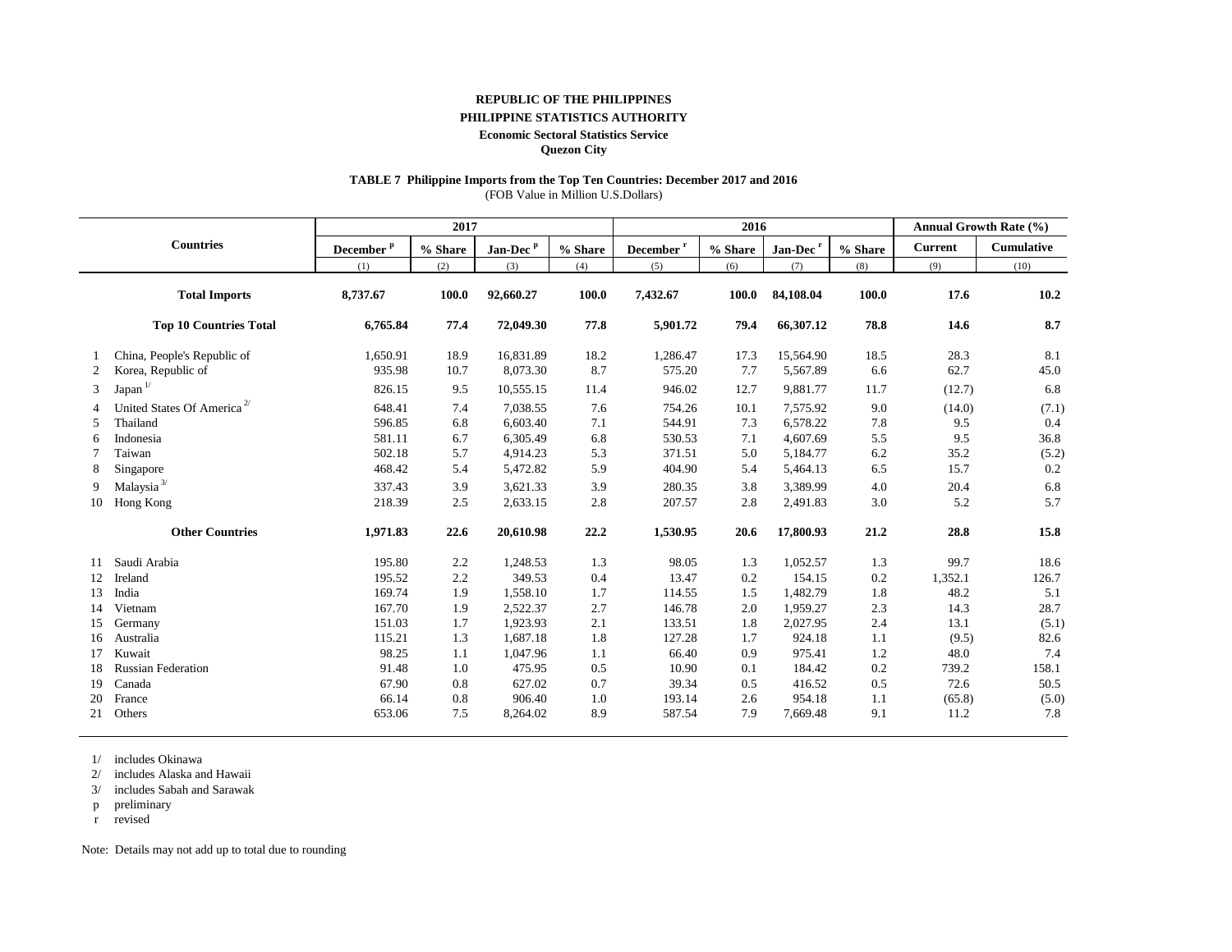**REPUBLIC OF THE PHILIPPINES**

**PHILIPPINE STATISTICS AUTHORITY**

**Economic Sectoral Statistics Service**

**Quezon City**

**TABLE 7 Philippine Imports from the Top Ten Countries: December 2017 and 2016**

(FOB Value in Million U.S.Dollars)

| | Countries | 2017 | | | | 2016 | | | | Annual Growth Rate (%) | |
|---|---|---|---|---|---|---|---|---|---|---|---|
| | | December p | % Share | Jan-Dec p | % Share | December r | % Share | Jan-Dec r | % Share | Current | Cumulative |
| | | (1) | (2) | (3) | (4) | (5) | (6) | (7) | (8) | (9) | (10) |
| | **Total Imports** | **8,737.67** | **100.0** | **92,660.27** | **100.0** | **7,432.67** | **100.0** | **84,108.04** | **100.0** | **17.6** | **10.2** |
| | **Top 10 Countries Total** | **6,765.84** | **77.4** | **72,049.30** | **77.8** | **5,901.72** | **79.4** | **66,307.12** | **78.8** | **14.6** | **8.7** |
| 1 | China, People's Republic of | 1,650.91 | 18.9 | 16,831.89 | 18.2 | 1,286.47 | 17.3 | 15,564.90 | 18.5 | 28.3 | 8.1 |
| 2 | Korea, Republic of | 935.98 | 10.7 | 8,073.30 | 8.7 | 575.20 | 7.7 | 5,567.89 | 6.6 | 62.7 | 45.0 |
| 3 | Japan 1/ | 826.15 | 9.5 | 10,555.15 | 11.4 | 946.02 | 12.7 | 9,881.77 | 11.7 | (12.7) | 6.8 |
| 4 | United States Of America 2/ | 648.41 | 7.4 | 7,038.55 | 7.6 | 754.26 | 10.1 | 7,575.92 | 9.0 | (14.0) | (7.1) |
| 5 | Thailand | 596.85 | 6.8 | 6,603.40 | 7.1 | 544.91 | 7.3 | 6,578.22 | 7.8 | 9.5 | 0.4 |
| 6 | Indonesia | 581.11 | 6.7 | 6,305.49 | 6.8 | 530.53 | 7.1 | 4,607.69 | 5.5 | 9.5 | 36.8 |
| 7 | Taiwan | 502.18 | 5.7 | 4,914.23 | 5.3 | 371.51 | 5.0 | 5,184.77 | 6.2 | 35.2 | (5.2) |
| 8 | Singapore | 468.42 | 5.4 | 5,472.82 | 5.9 | 404.90 | 5.4 | 5,464.13 | 6.5 | 15.7 | 0.2 |
| 9 | Malaysia 3/ | 337.43 | 3.9 | 3,621.33 | 3.9 | 280.35 | 3.8 | 3,389.99 | 4.0 | 20.4 | 6.8 |
| 10 | Hong Kong | 218.39 | 2.5 | 2,633.15 | 2.8 | 207.57 | 2.8 | 2,491.83 | 3.0 | 5.2 | 5.7 |
| | **Other Countries** | **1,971.83** | **22.6** | **20,610.98** | **22.2** | **1,530.95** | **20.6** | **17,800.93** | **21.2** | **28.8** | **15.8** |
| 11 | Saudi Arabia | 195.80 | 2.2 | 1,248.53 | 1.3 | 98.05 | 1.3 | 1,052.57 | 1.3 | 99.7 | 18.6 |
| 12 | Ireland | 195.52 | 2.2 | 349.53 | 0.4 | 13.47 | 0.2 | 154.15 | 0.2 | 1,352.1 | 126.7 |
| 13 | India | 169.74 | 1.9 | 1,558.10 | 1.7 | 114.55 | 1.5 | 1,482.79 | 1.8 | 48.2 | 5.1 |
| 14 | Vietnam | 167.70 | 1.9 | 2,522.37 | 2.7 | 146.78 | 2.0 | 1,959.27 | 2.3 | 14.3 | 28.7 |
| 15 | Germany | 151.03 | 1.7 | 1,923.93 | 2.1 | 133.51 | 1.8 | 2,027.95 | 2.4 | 13.1 | (5.1) |
| 16 | Australia | 115.21 | 1.3 | 1,687.18 | 1.8 | 127.28 | 1.7 | 924.18 | 1.1 | (9.5) | 82.6 |
| 17 | Kuwait | 98.25 | 1.1 | 1,047.96 | 1.1 | 66.40 | 0.9 | 975.41 | 1.2 | 48.0 | 7.4 |
| 18 | Russian Federation | 91.48 | 1.0 | 475.95 | 0.5 | 10.90 | 0.1 | 184.42 | 0.2 | 739.2 | 158.1 |
| 19 | Canada | 67.90 | 0.8 | 627.02 | 0.7 | 39.34 | 0.5 | 416.52 | 0.5 | 72.6 | 50.5 |
| 20 | France | 66.14 | 0.8 | 906.40 | 1.0 | 193.14 | 2.6 | 954.18 | 1.1 | (65.8) | (5.0) |
| 21 | Others | 653.06 | 7.5 | 8,264.02 | 8.9 | 587.54 | 7.9 | 7,669.48 | 9.1 | 11.2 | 7.8 |

1/ includes Okinawa
2/ includes Alaska and Hawaii
3/ includes Sabah and Sarawak
p preliminary
r revised

Note: Details may not add up to total due to rounding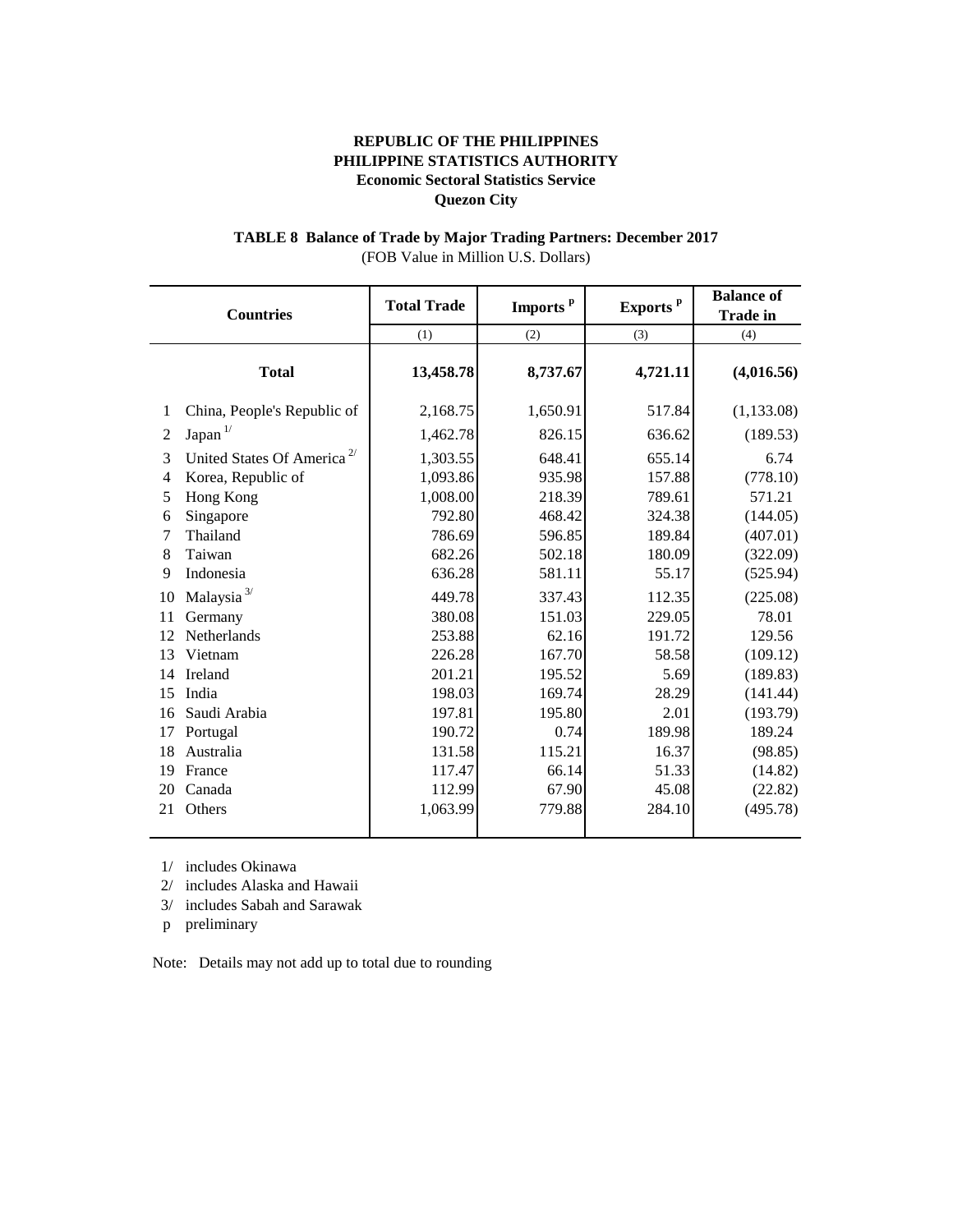**REPUBLIC OF THE PHILIPPINES**
**PHILIPPINE STATISTICS AUTHORITY**
**Economic Sectoral Statistics Service**
**Quezon City**

**TABLE 8 Balance of Trade by Major Trading Partners: December 2017**
(FOB Value in Million U.S. Dollars)

| | Countries | Total Trade | Imports [p] | Exports [p] | Balance of Trade in |
|---|---|---|---|---|---|
| | | (1) | (2) | (3) | (4) |
| | **Total** | **13,458.78** | **8,737.67** | **4,721.11** | **(4,016.56)** |
| 1 | China, People's Republic of | 2,168.75 | 1,650.91 | 517.84 | (1,133.08) |
| 2 | Japan [1/] | 1,462.78 | 826.15 | 636.62 | (189.53) |
| 3 | United States Of America [2/] | 1,303.55 | 648.41 | 655.14 | 6.74 |
| 4 | Korea, Republic of | 1,093.86 | 935.98 | 157.88 | (778.10) |
| 5 | Hong Kong | 1,008.00 | 218.39 | 789.61 | 571.21 |
| 6 | Singapore | 792.80 | 468.42 | 324.38 | (144.05) |
| 7 | Thailand | 786.69 | 596.85 | 189.84 | (407.01) |
| 8 | Taiwan | 682.26 | 502.18 | 180.09 | (322.09) |
| 9 | Indonesia | 636.28 | 581.11 | 55.17 | (525.94) |
| 10 | Malaysia [3/] | 449.78 | 337.43 | 112.35 | (225.08) |
| 11 | Germany | 380.08 | 151.03 | 229.05 | 78.01 |
| 12 | Netherlands | 253.88 | 62.16 | 191.72 | 129.56 |
| 13 | Vietnam | 226.28 | 167.70 | 58.58 | (109.12) |
| 14 | Ireland | 201.21 | 195.52 | 5.69 | (189.83) |
| 15 | India | 198.03 | 169.74 | 28.29 | (141.44) |
| 16 | Saudi Arabia | 197.81 | 195.80 | 2.01 | (193.79) |
| 17 | Portugal | 190.72 | 0.74 | 189.98 | 189.24 |
| 18 | Australia | 131.58 | 115.21 | 16.37 | (98.85) |
| 19 | France | 117.47 | 66.14 | 51.33 | (14.82) |
| 20 | Canada | 112.99 | 67.90 | 45.08 | (22.82) |
| 21 | Others | 1,063.99 | 779.88 | 284.10 | (495.78) |

1/ includes Okinawa

2/ includes Alaska and Hawaii

3/ includes Sabah and Sarawak

p preliminary

Note: Details may not add up to total due to rounding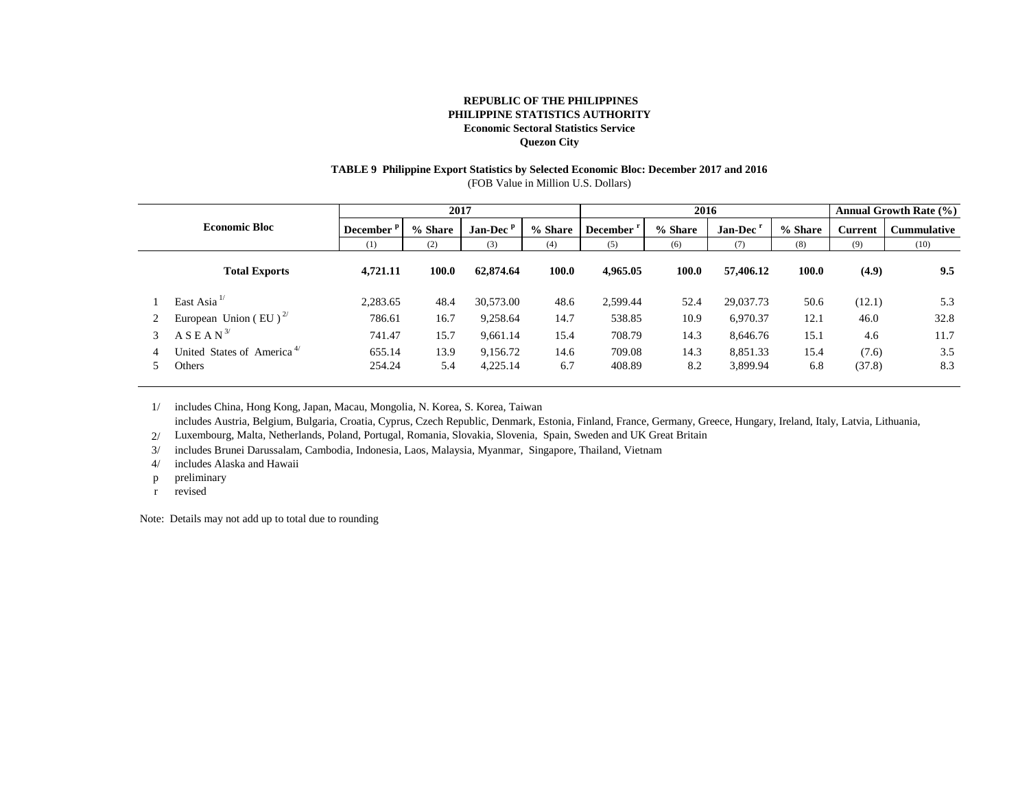**REPUBLIC OF THE PHILIPPINES**
**PHILIPPINE STATISTICS AUTHORITY**
**Economic Sectoral Statistics Service**
**Quezon City**

**TABLE 9 Philippine Export Statistics by Selected Economic Bloc: December 2017 and 2016**
(FOB Value in Million U.S. Dollars)

| | Economic Bloc | 2017 | | | | 2016 | | | | Annual Growth Rate (%) | |
|---|---|---|---|---|---|---|---|---|---|---|---|
| | | December [p] | % Share | Jan-Dec [p] | % Share | December [r] | % Share | Jan-Dec [r] | % Share | Current | Cummulative |
| | | (1) | (2) | (3) | (4) | (5) | (6) | (7) | (8) | (9) | (10) |
| | **Total Exports** | **4,721.11** | **100.0** | **62,874.64** | **100.0** | **4,965.05** | **100.0** | **57,406.12** | **100.0** | **(4.9)** | **9.5** |
| 1 | East Asia [1/] | 2,283.65 | 48.4 | 30,573.00 | 48.6 | 2,599.44 | 52.4 | 29,037.73 | 50.6 | (12.1) | 5.3 |
| 2 | European Union ( EU ) [2/] | 786.61 | 16.7 | 9,258.64 | 14.7 | 538.85 | 10.9 | 6,970.37 | 12.1 | 46.0 | 32.8 |
| 3 | A S E A N [3/] | 741.47 | 15.7 | 9,661.14 | 15.4 | 708.79 | 14.3 | 8,646.76 | 15.1 | 4.6 | 11.7 |
| 4 | United States of America [4/] | 655.14 | 13.9 | 9,156.72 | 14.6 | 709.08 | 14.3 | 8,851.33 | 15.4 | (7.6) | 3.5 |
| 5 | Others | 254.24 | 5.4 | 4,225.14 | 6.7 | 408.89 | 8.2 | 3,899.94 | 6.8 | (37.8) | 8.3 |

1/ includes China, Hong Kong, Japan, Macau, Mongolia, N. Korea, S. Korea, Taiwan
2/ includes Austria, Belgium, Bulgaria, Croatia, Cyprus, Czech Republic, Denmark, Estonia, Finland, France, Germany, Greece, Hungary, Ireland, Italy, Latvia, Lithuania, Luxembourg, Malta, Netherlands, Poland, Portugal, Romania, Slovakia, Slovenia, Spain, Sweden and UK Great Britain
3/ includes Brunei Darussalam, Cambodia, Indonesia, Laos, Malaysia, Myanmar, Singapore, Thailand, Vietnam
4/ includes Alaska and Hawaii
p preliminary
r revised

Note: Details may not add up to total due to rounding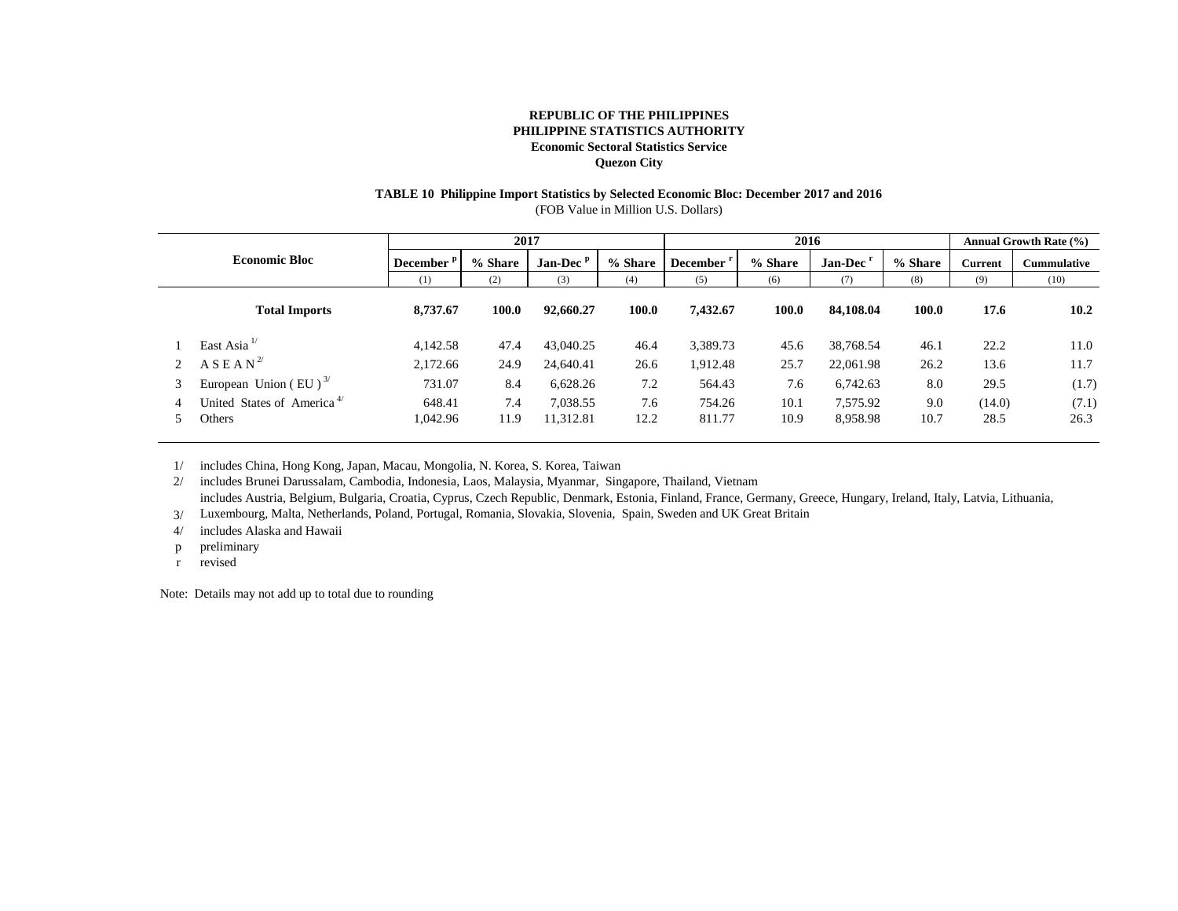**REPUBLIC OF THE PHILIPPINES**
**PHILIPPINE STATISTICS AUTHORITY**
**Economic Sectoral Statistics Service**
**Quezon City**

**TABLE 10 Philippine Import Statistics by Selected Economic Bloc: December 2017 and 2016**
(FOB Value in Million U.S. Dollars)

| | Economic Bloc | 2017 | | | | 2016 | | | | Annual Growth Rate (%) | |
|---|---|---|---|---|---|---|---|---|---|---|---|
| | | December [p] | % Share | Jan-Dec [p] | % Share | December [r] | % Share | Jan-Dec [r] | % Share | Current | Cummulative |
| | | (1) | (2) | (3) | (4) | (5) | (6) | (7) | (8) | (9) | (10) |
| | **Total Imports** | **8,737.67** | **100.0** | **92,660.27** | **100.0** | **7,432.67** | **100.0** | **84,108.04** | **100.0** | **17.6** | **10.2** |
| 1 | East Asia [1/] | 4,142.58 | 47.4 | 43,040.25 | 46.4 | 3,389.73 | 45.6 | 38,768.54 | 46.1 | 22.2 | 11.0 |
| 2 | A S E A N [2/] | 2,172.66 | 24.9 | 24,640.41 | 26.6 | 1,912.48 | 25.7 | 22,061.98 | 26.2 | 13.6 | 11.7 |
| 3 | European Union ( EU ) [3/] | 731.07 | 8.4 | 6,628.26 | 7.2 | 564.43 | 7.6 | 6,742.63 | 8.0 | 29.5 | (1.7) |
| 4 | United States of America [4/] | 648.41 | 7.4 | 7,038.55 | 7.6 | 754.26 | 10.1 | 7,575.92 | 9.0 | (14.0) | (7.1) |
| 5 | Others | 1,042.96 | 11.9 | 11,312.81 | 12.2 | 811.77 | 10.9 | 8,958.98 | 10.7 | 28.5 | 26.3 |

1/ includes China, Hong Kong, Japan, Macau, Mongolia, N. Korea, S. Korea, Taiwan
2/ includes Brunei Darussalam, Cambodia, Indonesia, Laos, Malaysia, Myanmar, Singapore, Thailand, Vietnam
3/ includes Austria, Belgium, Bulgaria, Croatia, Cyprus, Czech Republic, Denmark, Estonia, Finland, France, Germany, Greece, Hungary, Ireland, Italy, Latvia, Lithuania, Luxembourg, Malta, Netherlands, Poland, Portugal, Romania, Slovakia, Slovenia, Spain, Sweden and UK Great Britain
4/ includes Alaska and Hawaii
p preliminary
r revised

Note: Details may not add up to total due to rounding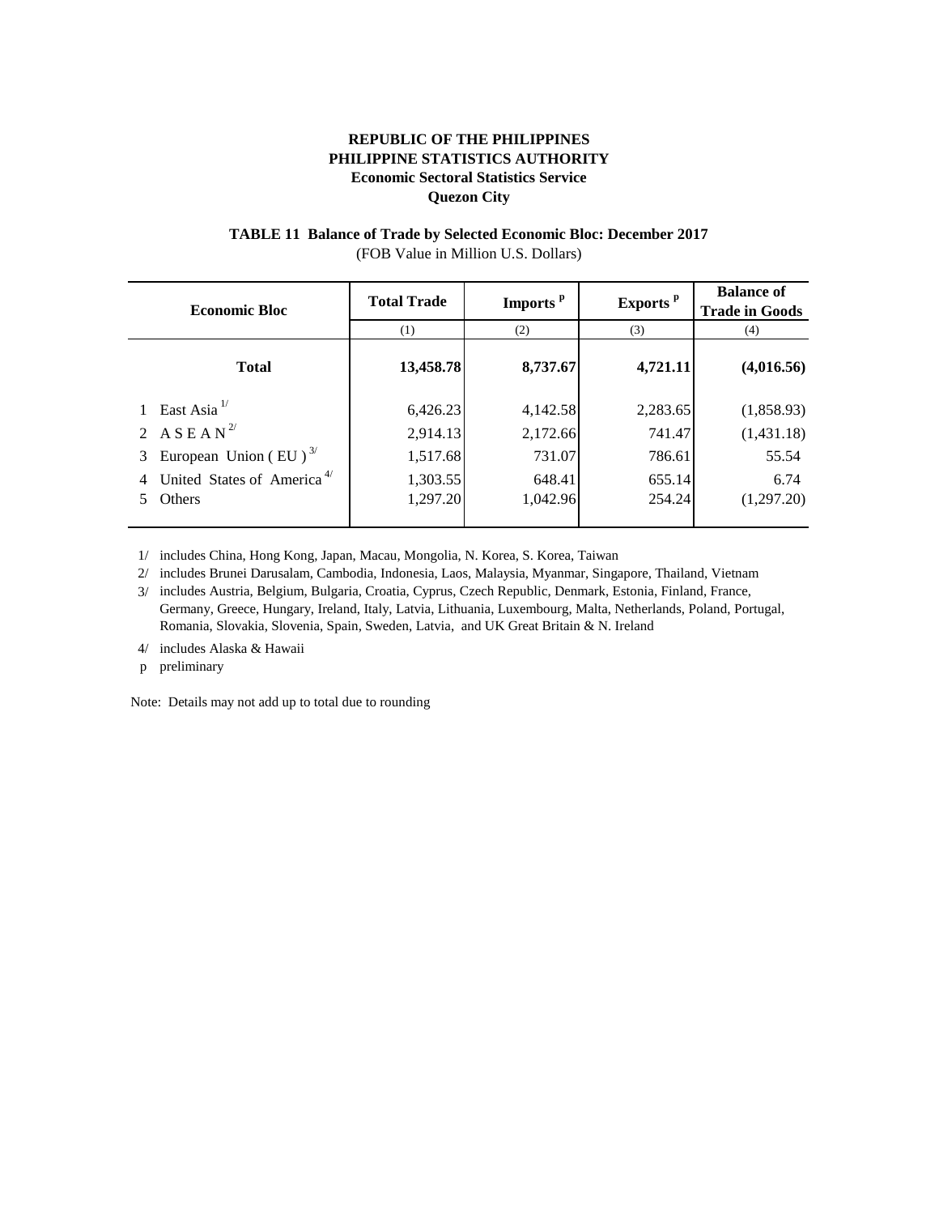**REPUBLIC OF THE PHILIPPINES**
**PHILIPPINE STATISTICS AUTHORITY**
**Economic Sectoral Statistics Service**
**Quezon City**

**TABLE 11 Balance of Trade by Selected Economic Bloc: December 2017**
(FOB Value in Million U.S. Dollars)

| Economic Bloc | Total Trade | Imports [p] | Exports [p] | Balance of Trade in Goods |
|---|---|---|---|---|
| | (1) | (2) | (3) | (4) |
| **Total** | **13,458.78** | **8,737.67** | **4,721.11** | **(4,016.56)** |
| 1 East Asia [1/] | 6,426.23 | 4,142.58 | 2,283.65 | (1,858.93) |
| 2 A S E A N [2/] | 2,914.13 | 2,172.66 | 741.47 | (1,431.18) |
| 3 European Union ( EU ) [3/] | 1,517.68 | 731.07 | 786.61 | 55.54 |
| 4 United States of America [4/] | 1,303.55 | 648.41 | 655.14 | 6.74 |
| 5 Others | 1,297.20 | 1,042.96 | 254.24 | (1,297.20) |

1/ includes China, Hong Kong, Japan, Macau, Mongolia, N. Korea, S. Korea, Taiwan

2/ includes Brunei Darusalam, Cambodia, Indonesia, Laos, Malaysia, Myanmar, Singapore, Thailand, Vietnam

3/ includes Austria, Belgium, Bulgaria, Croatia, Cyprus, Czech Republic, Denmark, Estonia, Finland, France, Germany, Greece, Hungary, Ireland, Italy, Latvia, Lithuania, Luxembourg, Malta, Netherlands, Poland, Portugal, Romania, Slovakia, Slovenia, Spain, Sweden, Latvia, and UK Great Britain & N. Ireland

4/ includes Alaska & Hawaii

p preliminary

Note: Details may not add up to total due to rounding